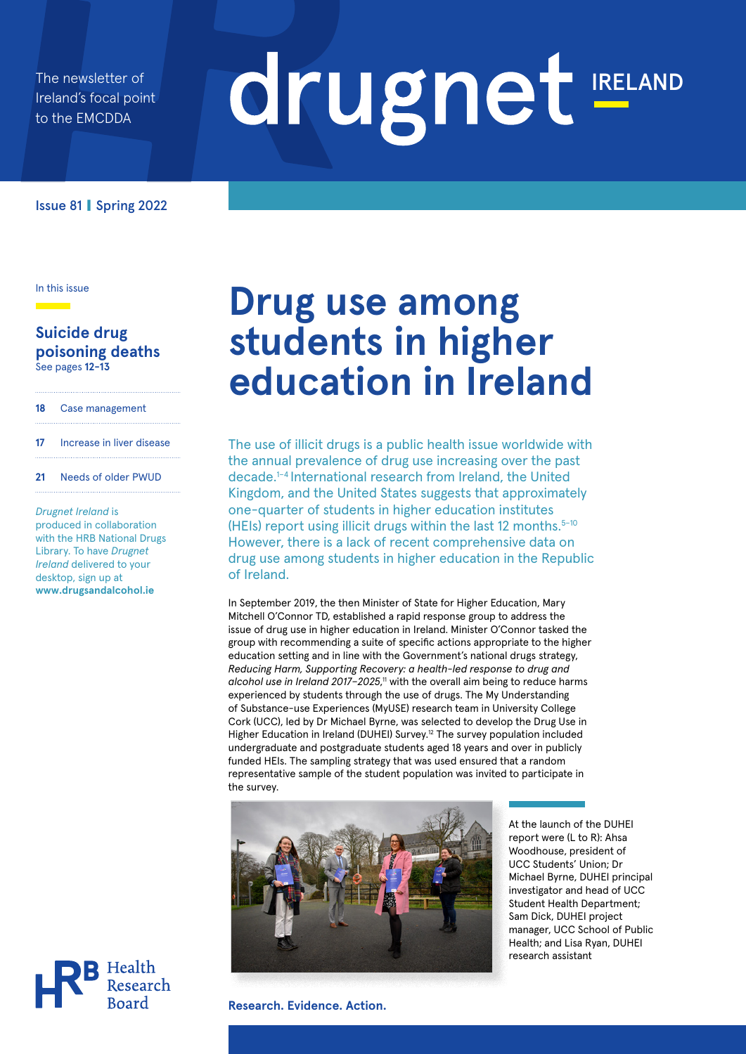The newsletter of Ireland's focal point to the EMCDDA

# drugnet IRELAND

Issue 81 | Spring 2022

In this issue

**Suicide drug poisoning deaths**
See pages **12–13**

**18** Case management

**17** Increase in liver disease

**21** Needs of older PWUD

*Drugnet Ireland* is produced in collaboration with the HRB National Drugs Library. To have *Drugnet Ireland* delivered to your desktop, sign up at **www.drugsandalcohol.ie**

# Drug use among students in higher education in Ireland

The use of illicit drugs is a public health issue worldwide with the annual prevalence of drug use increasing over the past decade.[1–4] International research from Ireland, the United Kingdom, and the United States suggests that approximately one-quarter of students in higher education institutes (HEIs) report using illicit drugs within the last 12 months.[5–10] However, there is a lack of recent comprehensive data on drug use among students in higher education in the Republic of Ireland.

In September 2019, the then Minister of State for Higher Education, Mary Mitchell O'Connor TD, established a rapid response group to address the issue of drug use in higher education in Ireland. Minister O'Connor tasked the group with recommending a suite of specific actions appropriate to the higher education setting and in line with the Government's national drugs strategy, *Reducing Harm, Supporting Recovery: a health-led response to drug and alcohol use in Ireland 2017–2025*,[11] with the overall aim being to reduce harms experienced by students through the use of drugs. The My Understanding of Substance-use Experiences (MyUSE) research team in University College Cork (UCC), led by Dr Michael Byrne, was selected to develop the Drug Use in Higher Education in Ireland (DUHEI) Survey.[12] The survey population included undergraduate and postgraduate students aged 18 years and over in publicly funded HEIs. The sampling strategy that was used ensured that a random representative sample of the student population was invited to participate in the survey.

At the launch of the DUHEI report were (L to R): Ahsa Woodhouse, president of UCC Students' Union; Dr Michael Byrne, DUHEI principal investigator and head of UCC Student Health Department; Sam Dick, DUHEI project manager, UCC School of Public Health; and Lisa Ryan, DUHEI research assistant

**Research. Evidence. Action.**

Health Research Board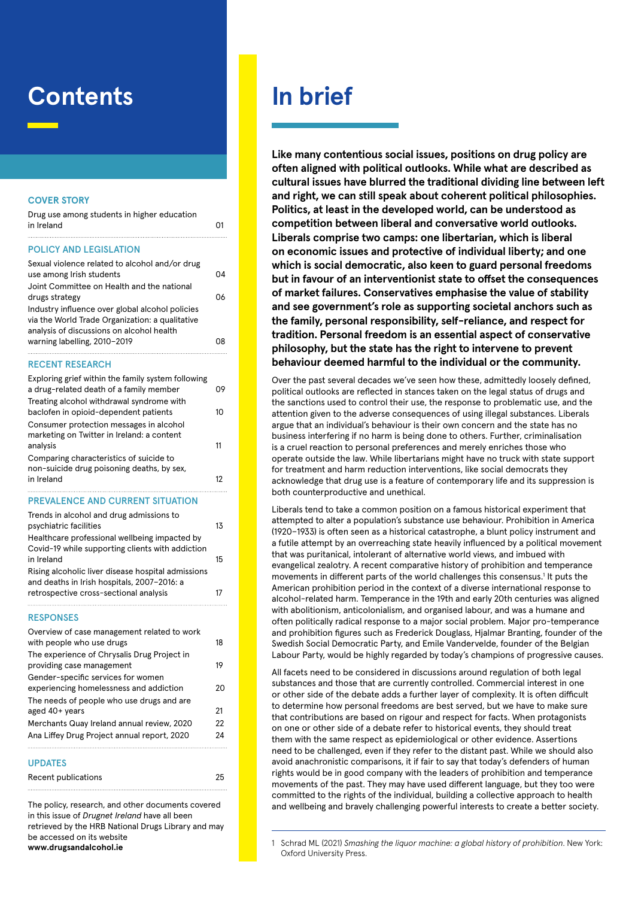# Contents

## COVER STORY

| | |
|---|---|
| Drug use among students in higher education in Ireland | 01 |

## POLICY AND LEGISLATION

| | |
|---|---|
| Sexual violence related to alcohol and/or drug use among Irish students | 04 |
| Joint Committee on Health and the national drugs strategy | 06 |
| Industry influence over global alcohol policies via the World Trade Organization: a qualitative analysis of discussions on alcohol health warning labelling, 2010–2019 | 08 |

## RECENT RESEARCH

| | |
|---|---|
| Exploring grief within the family system following a drug-related death of a family member | 09 |
| Treating alcohol withdrawal syndrome with baclofen in opioid-dependent patients | 10 |
| Consumer protection messages in alcohol marketing on Twitter in Ireland: a content analysis | 11 |
| Comparing characteristics of suicide to non-suicide drug poisoning deaths, by sex, in Ireland | 12 |

## PREVALENCE AND CURRENT SITUATION

| | |
|---|---|
| Trends in alcohol and drug admissions to psychiatric facilities | 13 |
| Healthcare professional wellbeing impacted by Covid-19 while supporting clients with addiction in Ireland | 15 |
| Rising alcoholic liver disease hospital admissions and deaths in Irish hospitals, 2007–2016: a retrospective cross-sectional analysis | 17 |

## RESPONSES

| | |
|---|---|
| Overview of case management related to work with people who use drugs | 18 |
| The experience of Chrysalis Drug Project in providing case management | 19 |
| Gender-specific services for women experiencing homelessness and addiction | 20 |
| The needs of people who use drugs and are aged 40+ years | 21 |
| Merchants Quay Ireland annual review, 2020 | 22 |
| Ana Liffey Drug Project annual report, 2020 | 24 |

## UPDATES

| | |
|---|---|
| Recent publications | 25 |

The policy, research, and other documents covered in this issue of *Drugnet Ireland* have all been retrieved by the HRB National Drugs Library and may be accessed on its website **www.drugsandalcohol.ie**

# In brief

**Like many contentious social issues, positions on drug policy are often aligned with political outlooks. While what are described as cultural issues have blurred the traditional dividing line between left and right, we can still speak about coherent political philosophies. Politics, at least in the developed world, can be understood as competition between liberal and conservative world outlooks. Liberals comprise two camps: one libertarian, which is liberal on economic issues and protective of individual liberty; and one which is social democratic, also keen to guard personal freedoms but in favour of an interventionist state to offset the consequences of market failures. Conservatives emphasise the value of stability and see government's role as supporting societal anchors such as the family, personal responsibility, self-reliance, and respect for tradition. Personal freedom is an essential aspect of conservative philosophy, but the state has the right to intervene to prevent behaviour deemed harmful to the individual or the community.**

Over the past several decades we've seen how these, admittedly loosely defined, political outlooks are reflected in stances taken on the legal status of drugs and the sanctions used to control their use, the response to problematic use, and the attention given to the adverse consequences of using illegal substances. Liberals argue that an individual's behaviour is their own concern and the state has no business interfering if no harm is being done to others. Further, criminalisation is a cruel reaction to personal preferences and merely enriches those who operate outside the law. While libertarians might have no truck with state support for treatment and harm reduction interventions, like social democrats they acknowledge that drug use is a feature of contemporary life and its suppression is both counterproductive and unethical.

Liberals tend to take a common position on a famous historical experiment that attempted to alter a population's substance use behaviour. Prohibition in America (1920–1933) is often seen as a historical catastrophe, a blunt policy instrument and a futile attempt by an overreaching state heavily influenced by a political movement that was puritanical, intolerant of alternative world views, and imbued with evangelical zealotry. A recent comparative history of prohibition and temperance movements in different parts of the world challenges this consensus.[1] It puts the American prohibition period in the context of a diverse international response to alcohol-related harm. Temperance in the 19th and early 20th centuries was aligned with abolitionism, anticolonialism, and organised labour, and was a humane and often politically radical response to a major social problem. Major pro-temperance and prohibition figures such as Frederick Douglass, Hjalmar Branting, founder of the Swedish Social Democratic Party, and Emile Vandervelde, founder of the Belgian Labour Party, would be highly regarded by today's champions of progressive causes.

All facets need to be considered in discussions around regulation of both legal substances and those that are currently controlled. Commercial interest in one or other side of the debate adds a further layer of complexity. It is often difficult to determine how personal freedoms are best served, but we have to make sure that contributions are based on rigour and respect for facts. When protagonists on one or other side of a debate refer to historical events, they should treat them with the same respect as epidemiological or other evidence. Assertions need to be challenged, even if they refer to the distant past. While we should also avoid anachronistic comparisons, it if fair to say that today's defenders of human rights would be in good company with the leaders of prohibition and temperance movements of the past. They may have used different language, but they too were committed to the rights of the individual, building a collective approach to health and wellbeing and bravely challenging powerful interests to create a better society.

1 Schrad ML (2021) *Smashing the liquor machine: a global history of prohibition*. New York: Oxford University Press.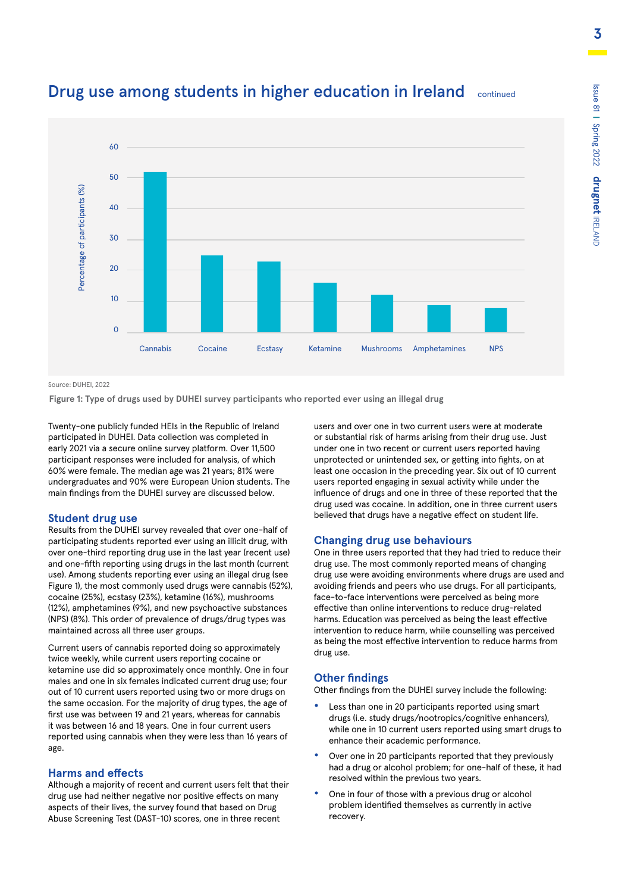## Drug use among students in higher education in Ireland continued

Source: DUHEI, 2022

**Figure 1: Type of drugs used by DUHEI survey participants who reported ever using an illegal drug**

Twenty-one publicly funded HEIs in the Republic of Ireland participated in DUHEI. Data collection was completed in early 2021 via a secure online survey platform. Over 11,500 participant responses were included for analysis, of which 60% were female. The median age was 21 years; 81% were undergraduates and 90% were European Union students. The main findings from the DUHEI survey are discussed below.

### Student drug use

Results from the DUHEI survey revealed that over one-half of participating students reported ever using an illicit drug, with over one-third reporting drug use in the last year (recent use) and one-fifth reporting using drugs in the last month (current use). Among students reporting ever using an illegal drug (see Figure 1), the most commonly used drugs were cannabis (52%), cocaine (25%), ecstasy (23%), ketamine (16%), mushrooms (12%), amphetamines (9%), and new psychoactive substances (NPS) (8%). This order of prevalence of drugs/drug types was maintained across all three user groups.

Current users of cannabis reported doing so approximately twice weekly, while current users reporting cocaine or ketamine use did so approximately once monthly. One in four males and one in six females indicated current drug use; four out of 10 current users reported using two or more drugs on the same occasion. For the majority of drug types, the age of first use was between 19 and 21 years, whereas for cannabis it was between 16 and 18 years. One in four current users reported using cannabis when they were less than 16 years of age.

### Harms and effects

Although a majority of recent and current users felt that their drug use had neither negative nor positive effects on many aspects of their lives, the survey found that based on Drug Abuse Screening Test (DAST-10) scores, one in three recent users and over one in two current users were at moderate or substantial risk of harms arising from their drug use. Just under one in two recent or current users reported having unprotected or unintended sex, or getting into fights, on at least one occasion in the preceding year. Six out of 10 current users reported engaging in sexual activity while under the influence of drugs and one in three of these reported that the drug used was cocaine. In addition, one in three current users believed that drugs have a negative effect on student life.

### Changing drug use behaviours

One in three users reported that they had tried to reduce their drug use. The most commonly reported means of changing drug use were avoiding environments where drugs are used and avoiding friends and peers who use drugs. For all participants, face-to-face interventions were perceived as being more effective than online interventions to reduce drug-related harms. Education was perceived as being the least effective intervention to reduce harm, while counselling was perceived as being the most effective intervention to reduce harms from drug use.

### Other findings

Other findings from the DUHEI survey include the following:

- Less than one in 20 participants reported using smart drugs (i.e. study drugs/nootropics/cognitive enhancers), while one in 10 current users reported using smart drugs to enhance their academic performance.
- Over one in 20 participants reported that they previously had a drug or alcohol problem; for one-half of these, it had resolved within the previous two years.
- One in four of those with a previous drug or alcohol problem identified themselves as currently in active recovery.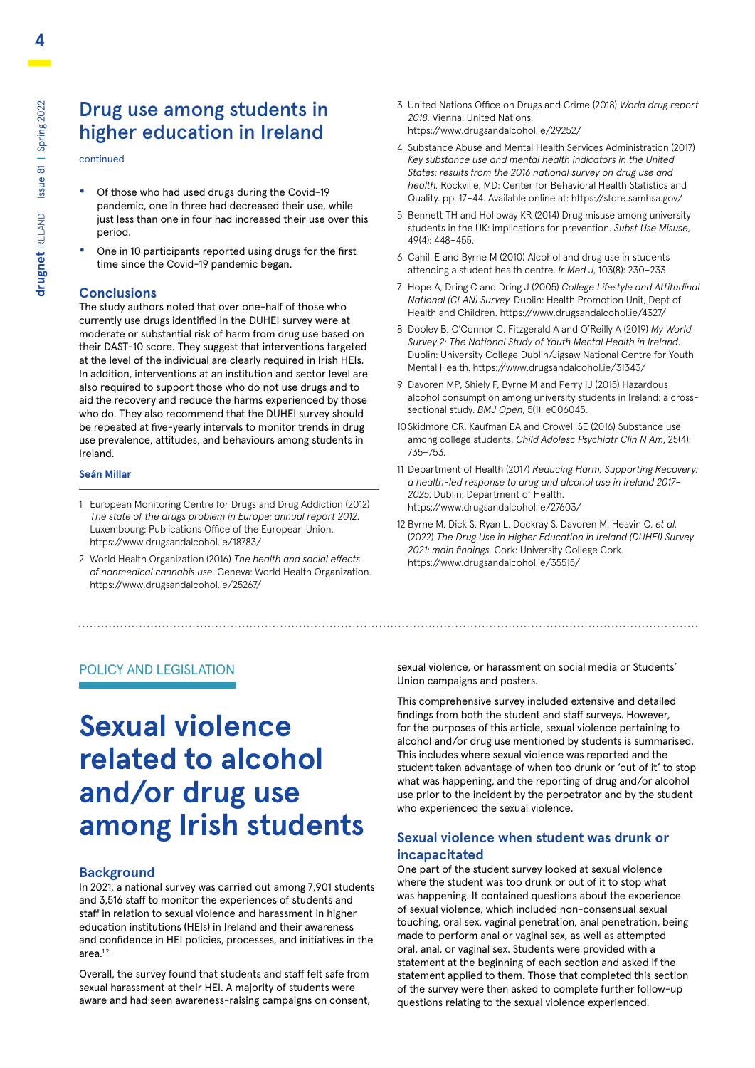## Drug use among students in higher education in Ireland

continued

- Of those who had used drugs during the Covid-19 pandemic, one in three had decreased their use, while just less than one in four had increased their use over this period.
- One in 10 participants reported using drugs for the first time since the Covid-19 pandemic began.

### Conclusions

The study authors noted that over one-half of those who currently use drugs identified in the DUHEI survey were at moderate or substantial risk of harm from drug use based on their DAST-10 score. They suggest that interventions targeted at the level of the individual are clearly required in Irish HEIs. In addition, interventions at an institution and sector level are also required to support those who do not use drugs and to aid the recovery and reduce the harms experienced by those who do. They also recommend that the DUHEI survey should be repeated at five-yearly intervals to monitor trends in drug use prevalence, attitudes, and behaviours among students in Ireland.

**Seán Millar**

1 European Monitoring Centre for Drugs and Drug Addiction (2012) *The state of the drugs problem in Europe: annual report 2012*. Luxembourg: Publications Office of the European Union. https://www.drugsandalcohol.ie/18783/

2 World Health Organization (2016) *The health and social effects of nonmedical cannabis use*. Geneva: World Health Organization. https://www.drugsandalcohol.ie/25267/

3 United Nations Office on Drugs and Crime (2018) *World drug report 2018*. Vienna: United Nations. https://www.drugsandalcohol.ie/29252/

4 Substance Abuse and Mental Health Services Administration (2017) *Key substance use and mental health indicators in the United States: results from the 2016 national survey on drug use and health*. Rockville, MD: Center for Behavioral Health Statistics and Quality. pp. 17–44. Available online at: https://store.samhsa.gov/

5 Bennett TH and Holloway KR (2014) Drug misuse among university students in the UK: implications for prevention. *Subst Use Misuse*, 49(4): 448–455.

6 Cahill E and Byrne M (2010) Alcohol and drug use in students attending a student health centre. *Ir Med J*, 103(8): 230–233.

7 Hope A, Dring C and Dring J (2005) *College Lifestyle and Attitudinal National (CLAN) Survey*. Dublin: Health Promotion Unit, Dept of Health and Children. https://www.drugsandalcohol.ie/4327/

8 Dooley B, O'Connor C, Fitzgerald A and O'Reilly A (2019) *My World Survey 2: The National Study of Youth Mental Health in Ireland*. Dublin: University College Dublin/Jigsaw National Centre for Youth Mental Health. https://www.drugsandalcohol.ie/31343/

9 Davoren MP, Shiely F, Byrne M and Perry IJ (2015) Hazardous alcohol consumption among university students in Ireland: a cross-sectional study. *BMJ Open*, 5(1): e006045.

10 Skidmore CR, Kaufman EA and Crowell SE (2016) Substance use among college students. *Child Adolesc Psychiatr Clin N Am*, 25(4): 735–753.

11 Department of Health (2017) *Reducing Harm, Supporting Recovery: a health-led response to drug and alcohol use in Ireland 2017–2025*. Dublin: Department of Health. https://www.drugsandalcohol.ie/27603/

12 Byrne M, Dick S, Ryan L, Dockray S, Davoren M, Heavin C, *et al.* (2022) *The Drug Use in Higher Education in Ireland (DUHEI) Survey 2021: main findings*. Cork: University College Cork. https://www.drugsandalcohol.ie/35515/

POLICY AND LEGISLATION

# Sexual violence related to alcohol and/or drug use among Irish students

### Background

In 2021, a national survey was carried out among 7,901 students and 3,516 staff to monitor the experiences of students and staff in relation to sexual violence and harassment in higher education institutions (HEIs) in Ireland and their awareness and confidence in HEI policies, processes, and initiatives in the area.[1,2]

Overall, the survey found that students and staff felt safe from sexual harassment at their HEI. A majority of students were aware and had seen awareness-raising campaigns on consent, sexual violence, or harassment on social media or Students' Union campaigns and posters.

This comprehensive survey included extensive and detailed findings from both the student and staff surveys. However, for the purposes of this article, sexual violence pertaining to alcohol and/or drug use mentioned by students is summarised. This includes where sexual violence was reported and the student taken advantage of when too drunk or 'out of it' to stop what was happening, and the reporting of drug and/or alcohol use prior to the incident by the perpetrator and by the student who experienced the sexual violence.

### Sexual violence when student was drunk or incapacitated

One part of the student survey looked at sexual violence where the student was too drunk or out of it to stop what was happening. It contained questions about the experience of sexual violence, which included non-consensual sexual touching, oral sex, vaginal penetration, anal penetration, being made to perform anal or vaginal sex, as well as attempted oral, anal, or vaginal sex. Students were provided with a statement at the beginning of each section and asked if the statement applied to them. Those that completed this section of the survey were then asked to complete further follow-up questions relating to the sexual violence experienced.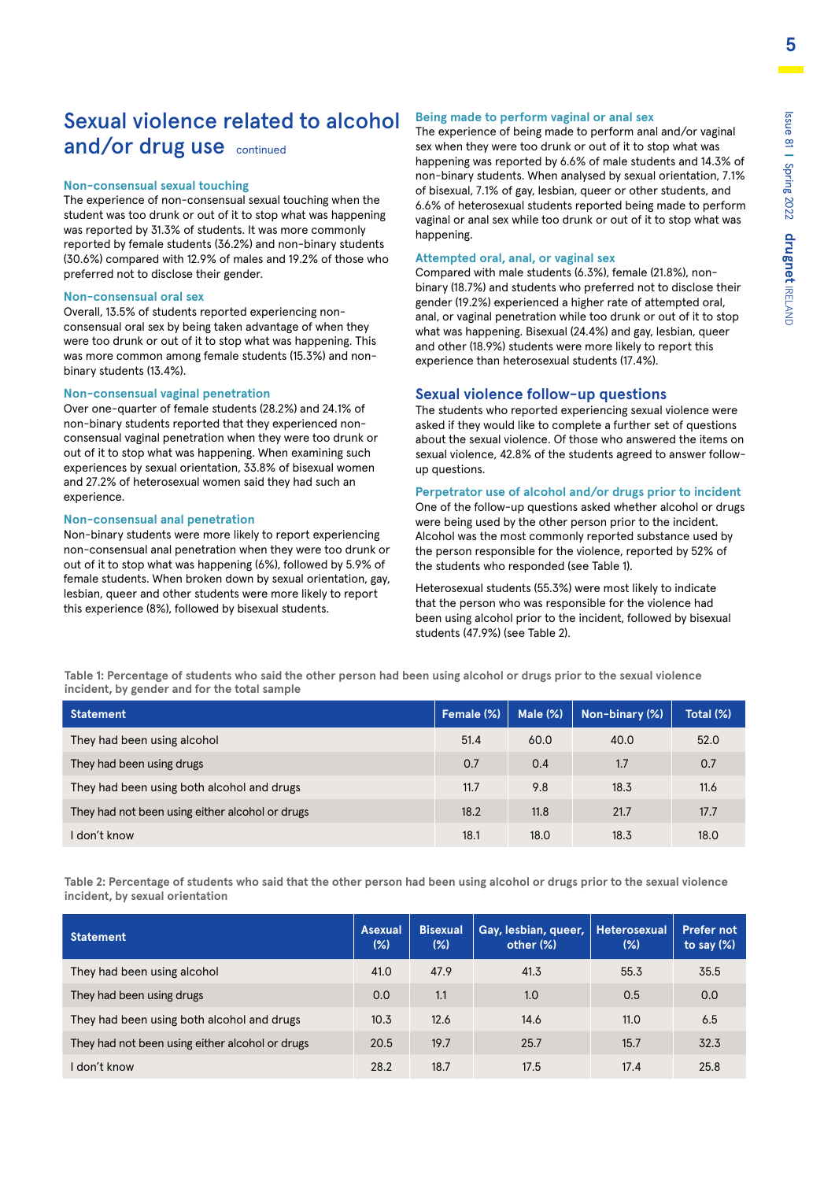## Sexual violence related to alcohol and/or drug use continued

### Non-consensual sexual touching

The experience of non-consensual sexual touching when the student was too drunk or out of it to stop what was happening was reported by 31.3% of students. It was more commonly reported by female students (36.2%) and non-binary students (30.6%) compared with 12.9% of males and 19.2% of those who preferred not to disclose their gender.

### Non-consensual oral sex

Overall, 13.5% of students reported experiencing non-consensual oral sex by being taken advantage of when they were too drunk or out of it to stop what was happening. This was more common among female students (15.3%) and non-binary students (13.4%).

### Non-consensual vaginal penetration

Over one-quarter of female students (28.2%) and 24.1% of non-binary students reported that they experienced non-consensual vaginal penetration when they were too drunk or out of it to stop what was happening. When examining such experiences by sexual orientation, 33.8% of bisexual women and 27.2% of heterosexual women said they had such an experience.

### Non-consensual anal penetration

Non-binary students were more likely to report experiencing non-consensual anal penetration when they were too drunk or out of it to stop what was happening (6%), followed by 5.9% of female students. When broken down by sexual orientation, gay, lesbian, queer and other students were more likely to report this experience (8%), followed by bisexual students.

### Being made to perform vaginal or anal sex

The experience of being made to perform anal and/or vaginal sex when they were too drunk or out of it to stop what was happening was reported by 6.6% of male students and 14.3% of non-binary students. When analysed by sexual orientation, 7.1% of bisexual, 7.1% of gay, lesbian, queer or other students, and 6.6% of heterosexual students reported being made to perform vaginal or anal sex while too drunk or out of it to stop what was happening.

### Attempted oral, anal, or vaginal sex

Compared with male students (6.3%), female (21.8%), non-binary (18.7%) and students who preferred not to disclose their gender (19.2%) experienced a higher rate of attempted oral, anal, or vaginal penetration while too drunk or out of it to stop what was happening. Bisexual (24.4%) and gay, lesbian, queer and other (18.9%) students were more likely to report this experience than heterosexual students (17.4%).

## Sexual violence follow-up questions

The students who reported experiencing sexual violence were asked if they would like to complete a further set of questions about the sexual violence. Of those who answered the items on sexual violence, 42.8% of the students agreed to answer follow-up questions.

### Perpetrator use of alcohol and/or drugs prior to incident

One of the follow-up questions asked whether alcohol or drugs were being used by the other person prior to the incident. Alcohol was the most commonly reported substance used by the person responsible for the violence, reported by 52% of the students who responded (see Table 1).

Heterosexual students (55.3%) were most likely to indicate that the person who was responsible for the violence had been using alcohol prior to the incident, followed by bisexual students (47.9%) (see Table 2).

**Table 1: Percentage of students who said the other person had been using alcohol or drugs prior to the sexual violence incident, by gender and for the total sample**

| Statement | Female (%) | Male (%) | Non-binary (%) | Total (%) |
|---|---|---|---|---|
| They had been using alcohol | 51.4 | 60.0 | 40.0 | 52.0 |
| They had been using drugs | 0.7 | 0.4 | 1.7 | 0.7 |
| They had been using both alcohol and drugs | 11.7 | 9.8 | 18.3 | 11.6 |
| They had not been using either alcohol or drugs | 18.2 | 11.8 | 21.7 | 17.7 |
| I don't know | 18.1 | 18.0 | 18.3 | 18.0 |

**Table 2: Percentage of students who said that the other person had been using alcohol or drugs prior to the sexual violence incident, by sexual orientation**

| Statement | Asexual (%) | Bisexual (%) | Gay, lesbian, queer, other (%) | Heterosexual (%) | Prefer not to say (%) |
|---|---|---|---|---|---|
| They had been using alcohol | 41.0 | 47.9 | 41.3 | 55.3 | 35.5 |
| They had been using drugs | 0.0 | 1.1 | 1.0 | 0.5 | 0.0 |
| They had been using both alcohol and drugs | 10.3 | 12.6 | 14.6 | 11.0 | 6.5 |
| They had not been using either alcohol or drugs | 20.5 | 19.7 | 25.7 | 15.7 | 32.3 |
| I don't know | 28.2 | 18.7 | 17.5 | 17.4 | 25.8 |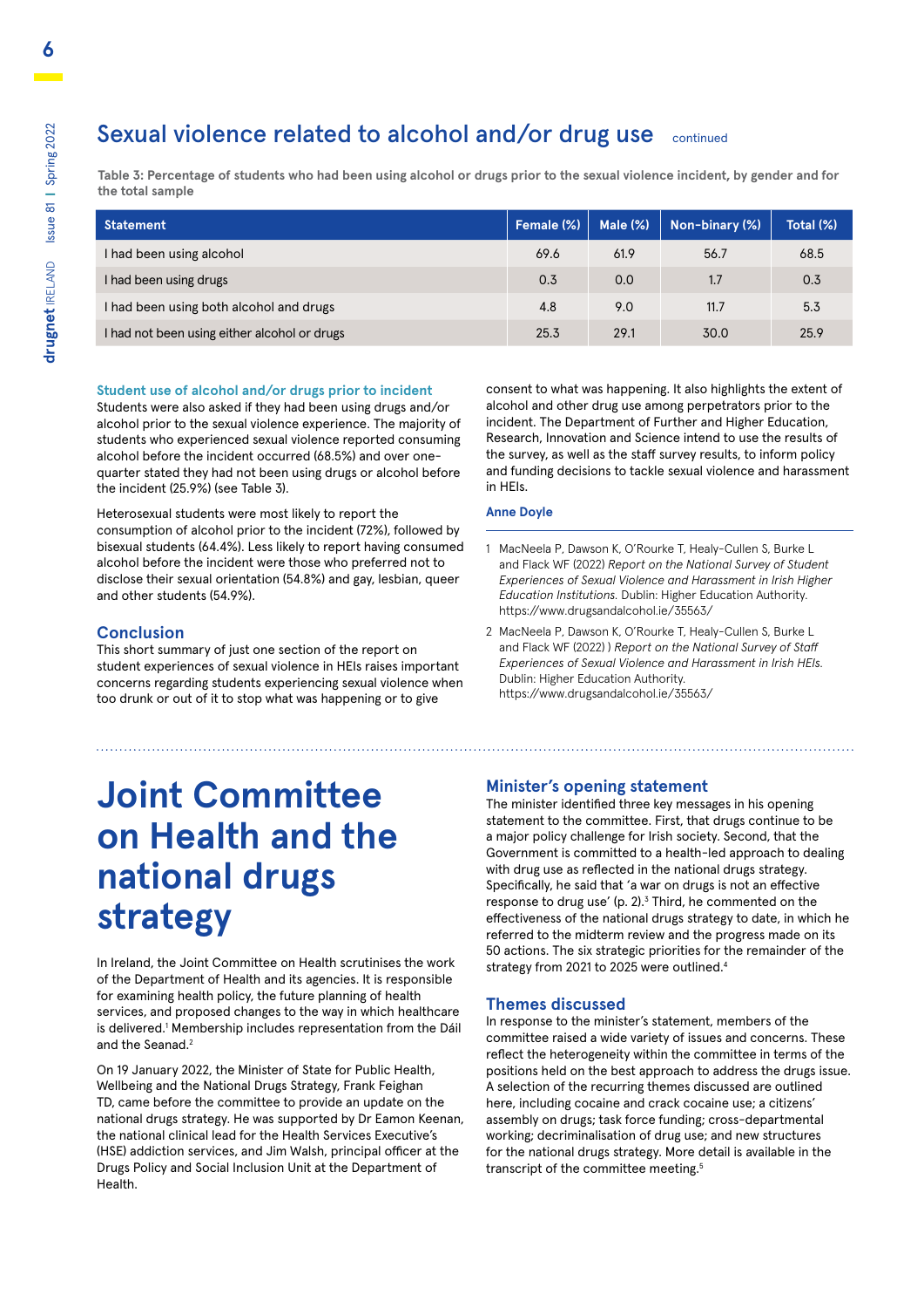## Sexual violence related to alcohol and/or drug use continued

**Table 3: Percentage of students who had been using alcohol or drugs prior to the sexual violence incident, by gender and for the total sample**

| Statement | Female (%) | Male (%) | Non-binary (%) | Total (%) |
|---|---|---|---|---|
| I had been using alcohol | 69.6 | 61.9 | 56.7 | 68.5 |
| I had been using drugs | 0.3 | 0.0 | 1.7 | 0.3 |
| I had been using both alcohol and drugs | 4.8 | 9.0 | 11.7 | 5.3 |
| I had not been using either alcohol or drugs | 25.3 | 29.1 | 30.0 | 25.9 |

### Student use of alcohol and/or drugs prior to incident

Students were also asked if they had been using drugs and/or alcohol prior to the sexual violence experience. The majority of students who experienced sexual violence reported consuming alcohol before the incident occurred (68.5%) and over one-quarter stated they had not been using drugs or alcohol before the incident (25.9%) (see Table 3).

Heterosexual students were most likely to report the consumption of alcohol prior to the incident (72%), followed by bisexual students (64.4%). Less likely to report having consumed alcohol before the incident were those who preferred not to disclose their sexual orientation (54.8%) and gay, lesbian, queer and other students (54.9%).

### Conclusion

This short summary of just one section of the report on student experiences of sexual violence in HEIs raises important concerns regarding students experiencing sexual violence when too drunk or out of it to stop what was happening or to give consent to what was happening. It also highlights the extent of alcohol and other drug use among perpetrators prior to the incident. The Department of Further and Higher Education, Research, Innovation and Science intend to use the results of the survey, as well as the staff survey results, to inform policy and funding decisions to tackle sexual violence and harassment in HEIs.

**Anne Doyle**

1. MacNeela P, Dawson K, O'Rourke T, Healy-Cullen S, Burke L and Flack WF (2022) *Report on the National Survey of Student Experiences of Sexual Violence and Harassment in Irish Higher Education Institutions.* Dublin: Higher Education Authority. https://www.drugsandalcohol.ie/35563/
2. MacNeela P, Dawson K, O'Rourke T, Healy-Cullen S, Burke L and Flack WF (2022) ) *Report on the National Survey of Staff Experiences of Sexual Violence and Harassment in Irish HEIs.* Dublin: Higher Education Authority. https://www.drugsandalcohol.ie/35563/

# Joint Committee on Health and the national drugs strategy

In Ireland, the Joint Committee on Health scrutinises the work of the Department of Health and its agencies. It is responsible for examining health policy, the future planning of health services, and proposed changes to the way in which healthcare is delivered.[1] Membership includes representation from the Dáil and the Seanad.[2]

On 19 January 2022, the Minister of State for Public Health, Wellbeing and the National Drugs Strategy, Frank Feighan TD, came before the committee to provide an update on the national drugs strategy. He was supported by Dr Eamon Keenan, the national clinical lead for the Health Services Executive's (HSE) addiction services, and Jim Walsh, principal officer at the Drugs Policy and Social Inclusion Unit at the Department of Health.

### Minister's opening statement

The minister identified three key messages in his opening statement to the committee. First, that drugs continue to be a major policy challenge for Irish society. Second, that the Government is committed to a health-led approach to dealing with drug use as reflected in the national drugs strategy. Specifically, he said that 'a war on drugs is not an effective response to drug use' (p. 2).[3] Third, he commented on the effectiveness of the national drugs strategy to date, in which he referred to the midterm review and the progress made on its 50 actions. The six strategic priorities for the remainder of the strategy from 2021 to 2025 were outlined.[4]

### Themes discussed

In response to the minister's statement, members of the committee raised a wide variety of issues and concerns. These reflect the heterogeneity within the committee in terms of the positions held on the best approach to address the drugs issue. A selection of the recurring themes discussed are outlined here, including cocaine and crack cocaine use; a citizens' assembly on drugs; task force funding; cross-departmental working; decriminalisation of drug use; and new structures for the national drugs strategy. More detail is available in the transcript of the committee meeting.[5]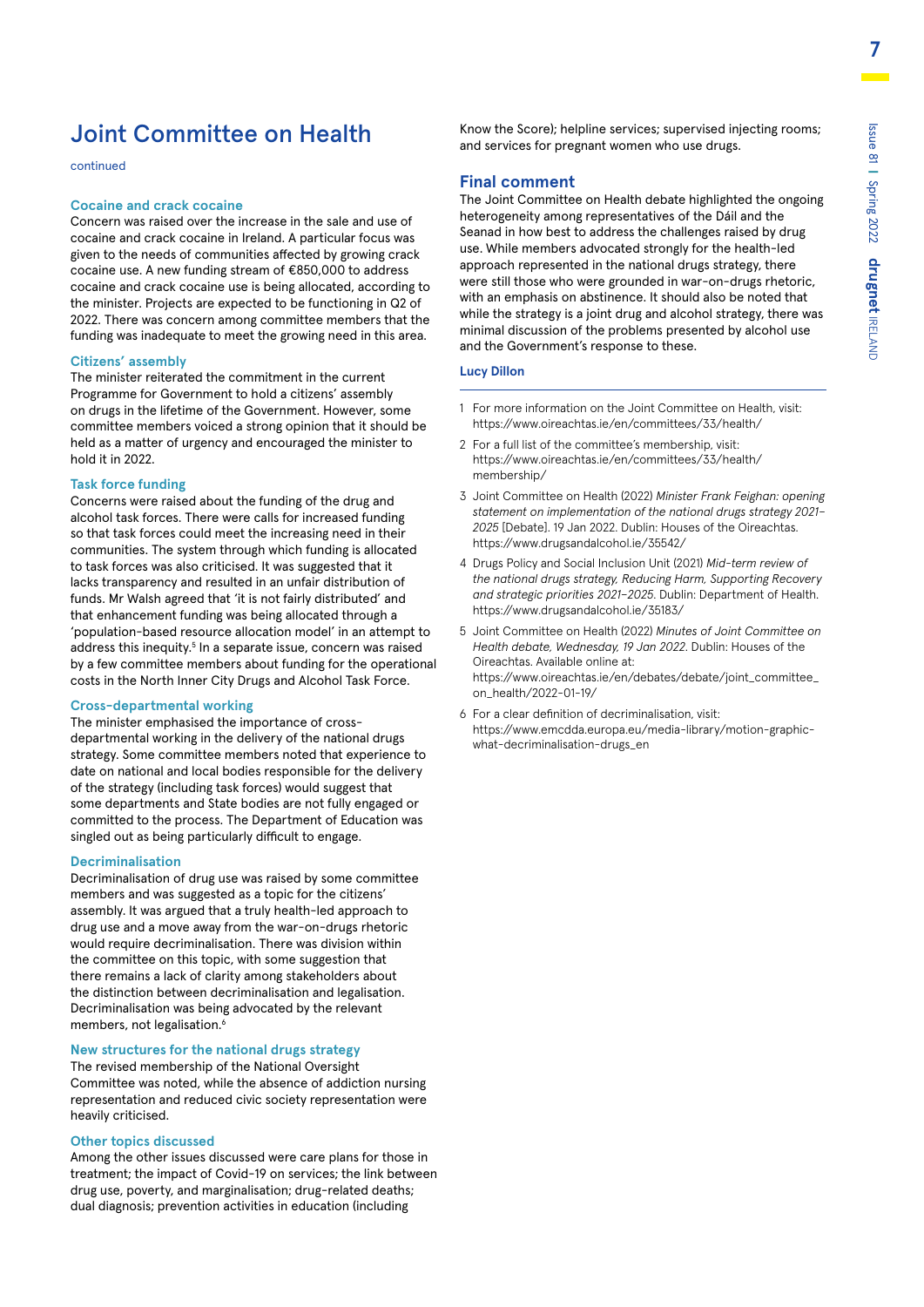# Joint Committee on Health

continued

### Cocaine and crack cocaine

Concern was raised over the increase in the sale and use of cocaine and crack cocaine in Ireland. A particular focus was given to the needs of communities affected by growing crack cocaine use. A new funding stream of €850,000 to address cocaine and crack cocaine use is being allocated, according to the minister. Projects are expected to be functioning in Q2 of 2022. There was concern among committee members that the funding was inadequate to meet the growing need in this area.

### Citizens' assembly

The minister reiterated the commitment in the current Programme for Government to hold a citizens' assembly on drugs in the lifetime of the Government. However, some committee members voiced a strong opinion that it should be held as a matter of urgency and encouraged the minister to hold it in 2022.

### Task force funding

Concerns were raised about the funding of the drug and alcohol task forces. There were calls for increased funding so that task forces could meet the increasing need in their communities. The system through which funding is allocated to task forces was also criticised. It was suggested that it lacks transparency and resulted in an unfair distribution of funds. Mr Walsh agreed that 'it is not fairly distributed' and that enhancement funding was being allocated through a 'population-based resource allocation model' in an attempt to address this inequity.[5] In a separate issue, concern was raised by a few committee members about funding for the operational costs in the North Inner City Drugs and Alcohol Task Force.

### Cross-departmental working

The minister emphasised the importance of cross-departmental working in the delivery of the national drugs strategy. Some committee members noted that experience to date on national and local bodies responsible for the delivery of the strategy (including task forces) would suggest that some departments and State bodies are not fully engaged or committed to the process. The Department of Education was singled out as being particularly difficult to engage.

### Decriminalisation

Decriminalisation of drug use was raised by some committee members and was suggested as a topic for the citizens' assembly. It was argued that a truly health-led approach to drug use and a move away from the war-on-drugs rhetoric would require decriminalisation. There was division within the committee on this topic, with some suggestion that there remains a lack of clarity among stakeholders about the distinction between decriminalisation and legalisation. Decriminalisation was being advocated by the relevant members, not legalisation.[6]

### New structures for the national drugs strategy

The revised membership of the National Oversight Committee was noted, while the absence of addiction nursing representation and reduced civic society representation were heavily criticised.

### Other topics discussed

Among the other issues discussed were care plans for those in treatment; the impact of Covid-19 on services; the link between drug use, poverty, and marginalisation; drug-related deaths; dual diagnosis; prevention activities in education (including Know the Score); helpline services; supervised injecting rooms; and services for pregnant women who use drugs.

## Final comment

The Joint Committee on Health debate highlighted the ongoing heterogeneity among representatives of the Dáil and the Seanad in how best to address the challenges raised by drug use. While members advocated strongly for the health-led approach represented in the national drugs strategy, there were still those who were grounded in war-on-drugs rhetoric, with an emphasis on abstinence. It should also be noted that while the strategy is a joint drug and alcohol strategy, there was minimal discussion of the problems presented by alcohol use and the Government's response to these.

**Lucy Dillon**

---

1. For more information on the Joint Committee on Health, visit: https://www.oireachtas.ie/en/committees/33/health/
2. For a full list of the committee's membership, visit: https://www.oireachtas.ie/en/committees/33/health/membership/
3. Joint Committee on Health (2022) *Minister Frank Feighan: opening statement on implementation of the national drugs strategy 2021–2025* [Debate]. 19 Jan 2022. Dublin: Houses of the Oireachtas. https://www.drugsandalcohol.ie/35542/
4. Drugs Policy and Social Inclusion Unit (2021) *Mid-term review of the national drugs strategy, Reducing Harm, Supporting Recovery and strategic priorities 2021–2025*. Dublin: Department of Health. https://www.drugsandalcohol.ie/35183/
5. Joint Committee on Health (2022) *Minutes of Joint Committee on Health debate, Wednesday, 19 Jan 2022*. Dublin: Houses of the Oireachtas. Available online at: https://www.oireachtas.ie/en/debates/debate/joint_committee_on_health/2022-01-19/
6. For a clear definition of decriminalisation, visit: https://www.emcdda.europa.eu/media-library/motion-graphic-what-decriminalisation-drugs_en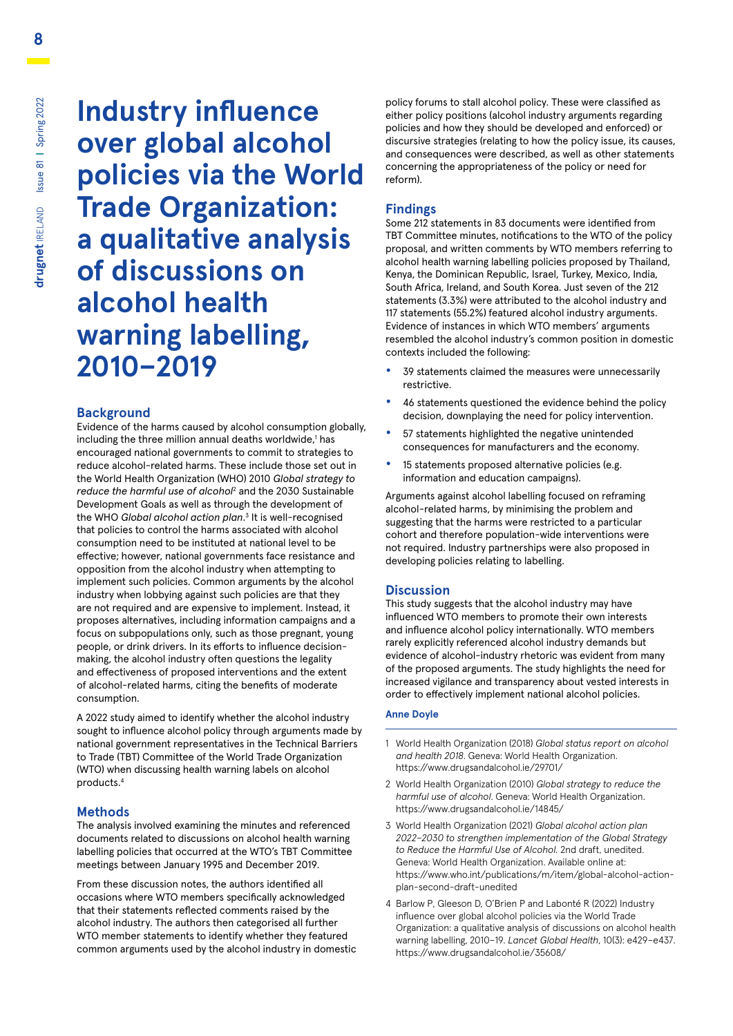# Industry influence over global alcohol policies via the World Trade Organization: a qualitative analysis of discussions on alcohol health warning labelling, 2010–2019

## Background

Evidence of the harms caused by alcohol consumption globally, including the three million annual deaths worldwide,[1] has encouraged national governments to commit to strategies to reduce alcohol-related harms. These include those set out in the World Health Organization (WHO) 2010 *Global strategy to reduce the harmful use of alcohol*[2] and the 2030 Sustainable Development Goals as well as through the development of the WHO *Global alcohol action plan*.[3] It is well-recognised that policies to control the harms associated with alcohol consumption need to be instituted at national level to be effective; however, national governments face resistance and opposition from the alcohol industry when attempting to implement such policies. Common arguments by the alcohol industry when lobbying against such policies are that they are not required and are expensive to implement. Instead, it proposes alternatives, including information campaigns and a focus on subpopulations only, such as those pregnant, young people, or drink drivers. In its efforts to influence decision-making, the alcohol industry often questions the legality and effectiveness of proposed interventions and the extent of alcohol-related harms, citing the benefits of moderate consumption.

A 2022 study aimed to identify whether the alcohol industry sought to influence alcohol policy through arguments made by national government representatives in the Technical Barriers to Trade (TBT) Committee of the World Trade Organization (WTO) when discussing health warning labels on alcohol products.[4]

## Methods

The analysis involved examining the minutes and referenced documents related to discussions on alcohol health warning labelling policies that occurred at the WTO's TBT Committee meetings between January 1995 and December 2019.

From these discussion notes, the authors identified all occasions where WTO members specifically acknowledged that their statements reflected comments raised by the alcohol industry. The authors then categorised all further WTO member statements to identify whether they featured common arguments used by the alcohol industry in domestic policy forums to stall alcohol policy. These were classified as either policy positions (alcohol industry arguments regarding policies and how they should be developed and enforced) or discursive strategies (relating to how the policy issue, its causes, and consequences were described, as well as other statements concerning the appropriateness of the policy or need for reform).

## Findings

Some 212 statements in 83 documents were identified from TBT Committee minutes, notifications to the WTO of the policy proposal, and written comments by WTO members referring to alcohol health warning labelling policies proposed by Thailand, Kenya, the Dominican Republic, Israel, Turkey, Mexico, India, South Africa, Ireland, and South Korea. Just seven of the 212 statements (3.3%) were attributed to the alcohol industry and 117 statements (55.2%) featured alcohol industry arguments. Evidence of instances in which WTO members' arguments resembled the alcohol industry's common position in domestic contexts included the following:

- 39 statements claimed the measures were unnecessarily restrictive.
- 46 statements questioned the evidence behind the policy decision, downplaying the need for policy intervention.
- 57 statements highlighted the negative unintended consequences for manufacturers and the economy.
- 15 statements proposed alternative policies (e.g. information and education campaigns).

Arguments against alcohol labelling focused on reframing alcohol-related harms, by minimising the problem and suggesting that the harms were restricted to a particular cohort and therefore population-wide interventions were not required. Industry partnerships were also proposed in developing policies relating to labelling.

## Discussion

This study suggests that the alcohol industry may have influenced WTO members to promote their own interests and influence alcohol policy internationally. WTO members rarely explicitly referenced alcohol industry demands but evidence of alcohol-industry rhetoric was evident from many of the proposed arguments. The study highlights the need for increased vigilance and transparency about vested interests in order to effectively implement national alcohol policies.

**Anne Doyle**

---

1. World Health Organization (2018) *Global status report on alcohol and health 2018*. Geneva: World Health Organization. https://www.drugsandalcohol.ie/29701/
2. World Health Organization (2010) *Global strategy to reduce the harmful use of alcohol*. Geneva: World Health Organization. https://www.drugsandalcohol.ie/14845/
3. World Health Organization (2021) *Global alcohol action plan 2022–2030 to strengthen implementation of the Global Strategy to Reduce the Harmful Use of Alcohol*. 2nd draft, unedited. Geneva: World Health Organization. Available online at: https://www.who.int/publications/m/item/global-alcohol-action-plan-second-draft-unedited
4. Barlow P, Gleeson D, O'Brien P and Labonté R (2022) Industry influence over global alcohol policies via the World Trade Organization: a qualitative analysis of discussions on alcohol health warning labelling, 2010–19. *Lancet Global Health*, 10(3): e429–e437. https://www.drugsandalcohol.ie/35608/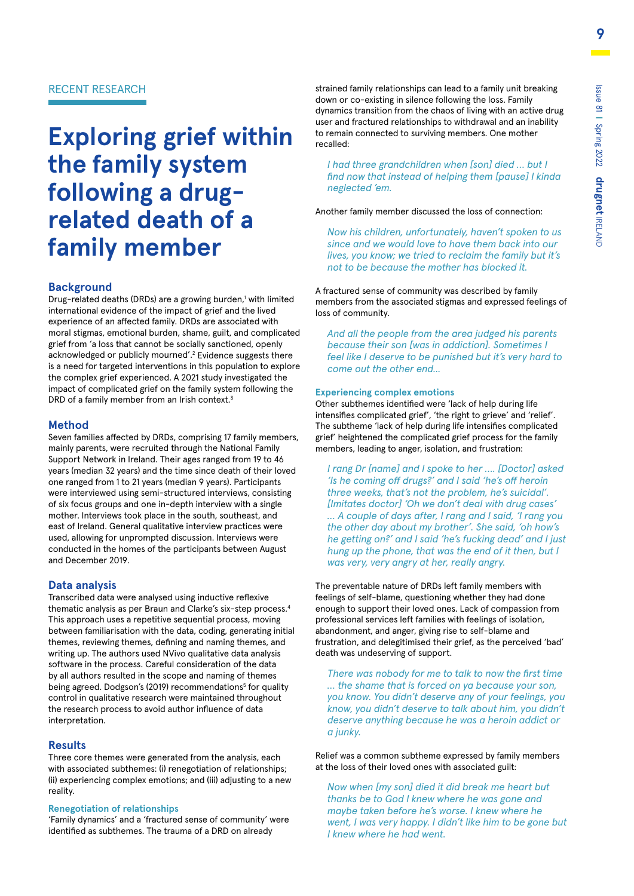RECENT RESEARCH

# Exploring grief within the family system following a drug-related death of a family member

## Background

Drug-related deaths (DRDs) are a growing burden,[1] with limited international evidence of the impact of grief and the lived experience of an affected family. DRDs are associated with moral stigmas, emotional burden, shame, guilt, and complicated grief from 'a loss that cannot be socially sanctioned, openly acknowledged or publicly mourned'.[2] Evidence suggests there is a need for targeted interventions in this population to explore the complex grief experienced. A 2021 study investigated the impact of complicated grief on the family system following the DRD of a family member from an Irish context.[3]

## Method

Seven families affected by DRDs, comprising 17 family members, mainly parents, were recruited through the National Family Support Network in Ireland. Their ages ranged from 19 to 46 years (median 32 years) and the time since death of their loved one ranged from 1 to 21 years (median 9 years). Participants were interviewed using semi-structured interviews, consisting of six focus groups and one in-depth interview with a single mother. Interviews took place in the south, southeast, and east of Ireland. General qualitative interview practices were used, allowing for unprompted discussion. Interviews were conducted in the homes of the participants between August and December 2019.

## Data analysis

Transcribed data were analysed using inductive reflexive thematic analysis as per Braun and Clarke's six-step process.[4] This approach uses a repetitive sequential process, moving between familiarisation with the data, coding, generating initial themes, reviewing themes, defining and naming themes, and writing up. The authors used NVivo qualitative data analysis software in the process. Careful consideration of the data by all authors resulted in the scope and naming of themes being agreed. Dodgson's (2019) recommendations[5] for quality control in qualitative research were maintained throughout the research process to avoid author influence of data interpretation.

## Results

Three core themes were generated from the analysis, each with associated subthemes: (i) renegotiation of relationships; (ii) experiencing complex emotions; and (iii) adjusting to a new reality.

### Renegotiation of relationships

'Family dynamics' and a 'fractured sense of community' were identified as subthemes. The trauma of a DRD on already strained family relationships can lead to a family unit breaking down or co-existing in silence following the loss. Family dynamics transition from the chaos of living with an active drug user and fractured relationships to withdrawal and an inability to remain connected to surviving members. One mother recalled:

> *I had three grandchildren when [son] died … but I find now that instead of helping them [pause] I kinda neglected 'em.*

Another family member discussed the loss of connection:

> *Now his children, unfortunately, haven't spoken to us since and we would love to have them back into our lives, you know; we tried to reclaim the family but it's not to be because the mother has blocked it.*

A fractured sense of community was described by family members from the associated stigmas and expressed feelings of loss of community.

> *And all the people from the area judged his parents because their son [was in addiction]. Sometimes I feel like I deserve to be punished but it's very hard to come out the other end…*

### Experiencing complex emotions

Other subthemes identified were 'lack of help during life intensifies complicated grief', 'the right to grieve' and 'relief'. The subtheme 'lack of help during life intensifies complicated grief' heightened the complicated grief process for the family members, leading to anger, isolation, and frustration:

> *I rang Dr [name] and I spoke to her …. [Doctor] asked 'Is he coming off drugs?' and I said 'he's off heroin three weeks, that's not the problem, he's suicidal'. [Imitates doctor] 'Oh we don't deal with drug cases' … A couple of days after, I rang and I said, 'I rang you the other day about my brother'. She said, 'oh how's he getting on?' and I said 'he's fucking dead' and I just hung up the phone, that was the end of it then, but I was very, very angry at her, really angry.*

The preventable nature of DRDs left family members with feelings of self-blame, questioning whether they had done enough to support their loved ones. Lack of compassion from professional services left families with feelings of isolation, abandonment, and anger, giving rise to self-blame and frustration, and delegitimised their grief, as the perceived 'bad' death was undeserving of support.

> *There was nobody for me to talk to now the first time … the shame that is forced on ya because your son, you know. You didn't deserve any of your feelings, you know, you didn't deserve to talk about him, you didn't deserve anything because he was a heroin addict or a junky.*

Relief was a common subtheme expressed by family members at the loss of their loved ones with associated guilt:

> *Now when [my son] died it did break me heart but thanks be to God I knew where he was gone and maybe taken before he's worse. I knew where he went, I was very happy. I didn't like him to be gone but I knew where he had went.*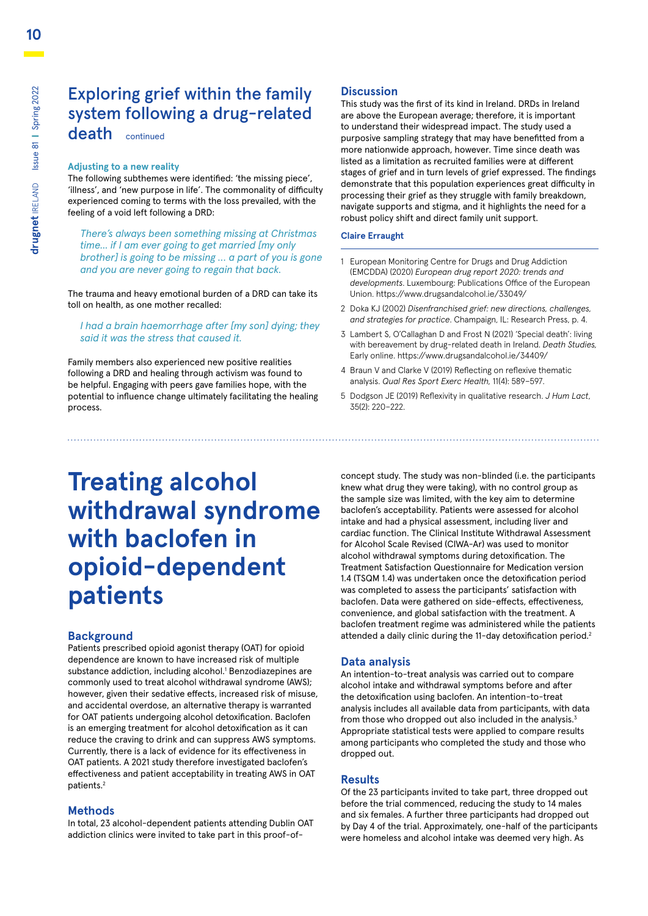# Exploring grief within the family system following a drug-related death continued

### Adjusting to a new reality

The following subthemes were identified: 'the missing piece', 'illness', and 'new purpose in life'. The commonality of difficulty experienced coming to terms with the loss prevailed, with the feeling of a void left following a DRD:

> *There's always been something missing at Christmas time… if I am ever going to get married [my only brother] is going to be missing … a part of you is gone and you are never going to regain that back.*

The trauma and heavy emotional burden of a DRD can take its toll on health, as one mother recalled:

> *I had a brain haemorrhage after [my son] dying; they said it was the stress that caused it.*

Family members also experienced new positive realities following a DRD and healing through activism was found to be helpful. Engaging with peers gave families hope, with the potential to influence change ultimately facilitating the healing process.

## Discussion

This study was the first of its kind in Ireland. DRDs in Ireland are above the European average; therefore, it is important to understand their widespread impact. The study used a purposive sampling strategy that may have benefitted from a more nationwide approach, however. Time since death was listed as a limitation as recruited families were at different stages of grief and in turn levels of grief expressed. The findings demonstrate that this population experiences great difficulty in processing their grief as they struggle with family breakdown, navigate supports and stigma, and it highlights the need for a robust policy shift and direct family unit support.

**Claire Erraught**

1. European Monitoring Centre for Drugs and Drug Addiction (EMCDDA) (2020) *European drug report 2020: trends and developments*. Luxembourg: Publications Office of the European Union. https://www.drugsandalcohol.ie/33049/
2. Doka KJ (2002) *Disenfranchised grief: new directions, challenges, and strategies for practice*. Champaign, IL: Research Press, p. 4.
3. Lambert S, O'Callaghan D and Frost N (2021) 'Special death': living with bereavement by drug-related death in Ireland. *Death Studies*, Early online. https://www.drugsandalcohol.ie/34409/
4. Braun V and Clarke V (2019) Reflecting on reflexive thematic analysis. *Qual Res Sport Exerc Health*, 11(4): 589–597.
5. Dodgson JE (2019) Reflexivity in qualitative research. *J Hum Lact*, 35(2): 220–222.

# Treating alcohol withdrawal syndrome with baclofen in opioid-dependent patients

## Background

Patients prescribed opioid agonist therapy (OAT) for opioid dependence are known to have increased risk of multiple substance addiction, including alcohol.[1] Benzodiazepines are commonly used to treat alcohol withdrawal syndrome (AWS); however, given their sedative effects, increased risk of misuse, and accidental overdose, an alternative therapy is warranted for OAT patients undergoing alcohol detoxification. Baclofen is an emerging treatment for alcohol detoxification as it can reduce the craving to drink and can suppress AWS symptoms. Currently, there is a lack of evidence for its effectiveness in OAT patients. A 2021 study therefore investigated baclofen's effectiveness and patient acceptability in treating AWS in OAT patients.[2]

## Methods

In total, 23 alcohol-dependent patients attending Dublin OAT addiction clinics were invited to take part in this proof-of-concept study. The study was non-blinded (i.e. the participants knew what drug they were taking), with no control group as the sample size was limited, with the key aim to determine baclofen's acceptability. Patients were assessed for alcohol intake and had a physical assessment, including liver and cardiac function. The Clinical Institute Withdrawal Assessment for Alcohol Scale Revised (CIWA-Ar) was used to monitor alcohol withdrawal symptoms during detoxification. The Treatment Satisfaction Questionnaire for Medication version 1.4 (TSQM 1.4) was undertaken once the detoxification period was completed to assess the participants' satisfaction with baclofen. Data were gathered on side-effects, effectiveness, convenience, and global satisfaction with the treatment. A baclofen treatment regime was administered while the patients attended a daily clinic during the 11-day detoxification period.[2]

## Data analysis

An intention-to-treat analysis was carried out to compare alcohol intake and withdrawal symptoms before and after the detoxification using baclofen. An intention-to-treat analysis includes all available data from participants, with data from those who dropped out also included in the analysis.[3] Appropriate statistical tests were applied to compare results among participants who completed the study and those who dropped out.

## Results

Of the 23 participants invited to take part, three dropped out before the trial commenced, reducing the study to 14 males and six females. A further three participants had dropped out by Day 4 of the trial. Approximately, one-half of the participants were homeless and alcohol intake was deemed very high. As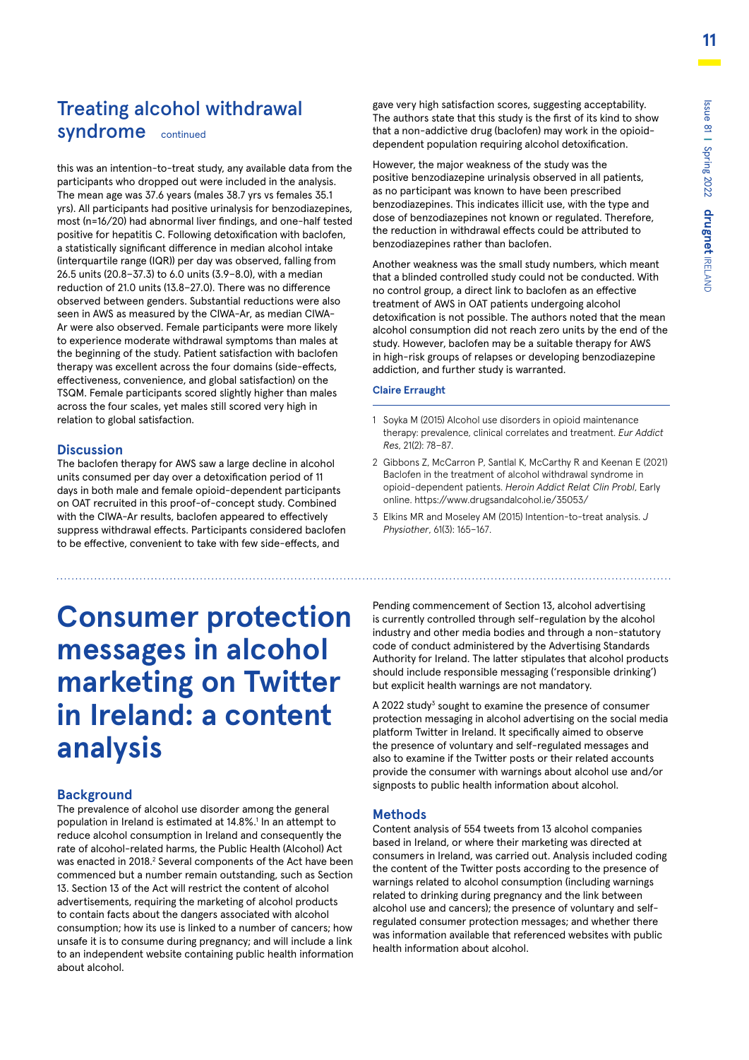## Treating alcohol withdrawal syndrome continued

this was an intention-to-treat study, any available data from the participants who dropped out were included in the analysis. The mean age was 37.6 years (males 38.7 yrs vs females 35.1 yrs). All participants had positive urinalysis for benzodiazepines, most (n=16/20) had abnormal liver findings, and one-half tested positive for hepatitis C. Following detoxification with baclofen, a statistically significant difference in median alcohol intake (interquartile range (IQR)) per day was observed, falling from 26.5 units (20.8–37.3) to 6.0 units (3.9–8.0), with a median reduction of 21.0 units (13.8–27.0). There was no difference observed between genders. Substantial reductions were also seen in AWS as measured by the CIWA-Ar, as median CIWA-Ar were also observed. Female participants were more likely to experience moderate withdrawal symptoms than males at the beginning of the study. Patient satisfaction with baclofen therapy was excellent across the four domains (side-effects, effectiveness, convenience, and global satisfaction) on the TSQM. Female participants scored slightly higher than males across the four scales, yet males still scored very high in relation to global satisfaction.

### Discussion

The baclofen therapy for AWS saw a large decline in alcohol units consumed per day over a detoxification period of 11 days in both male and female opioid-dependent participants on OAT recruited in this proof-of-concept study. Combined with the CIWA-Ar results, baclofen appeared to effectively suppress withdrawal effects. Participants considered baclofen to be effective, convenient to take with few side-effects, and gave very high satisfaction scores, suggesting acceptability. The authors state that this study is the first of its kind to show that a non-addictive drug (baclofen) may work in the opioid-dependent population requiring alcohol detoxification.

However, the major weakness of the study was the positive benzodiazepine urinalysis observed in all patients, as no participant was known to have been prescribed benzodiazepines. This indicates illicit use, with the type and dose of benzodiazepines not known or regulated. Therefore, the reduction in withdrawal effects could be attributed to benzodiazepines rather than baclofen.

Another weakness was the small study numbers, which meant that a blinded controlled study could not be conducted. With no control group, a direct link to baclofen as an effective treatment of AWS in OAT patients undergoing alcohol detoxification is not possible. The authors noted that the mean alcohol consumption did not reach zero units by the end of the study. However, baclofen may be a suitable therapy for AWS in high-risk groups of relapses or developing benzodiazepine addiction, and further study is warranted.

**Claire Erraught**

1 Soyka M (2015) Alcohol use disorders in opioid maintenance therapy: prevalence, clinical correlates and treatment. *Eur Addict Res*, 21(2): 78–87.

2 Gibbons Z, McCarron P, Santlal K, McCarthy R and Keenan E (2021) Baclofen in the treatment of alcohol withdrawal syndrome in opioid-dependent patients. *Heroin Addict Relat Clin Probl*, Early online. https://www.drugsandalcohol.ie/35053/

3 Elkins MR and Moseley AM (2015) Intention-to-treat analysis. *J Physiother*, 61(3): 165–167.

# Consumer protection messages in alcohol marketing on Twitter in Ireland: a content analysis

### Background

The prevalence of alcohol use disorder among the general population in Ireland is estimated at 14.8%.[1] In an attempt to reduce alcohol consumption in Ireland and consequently the rate of alcohol-related harms, the Public Health (Alcohol) Act was enacted in 2018.[2] Several components of the Act have been commenced but a number remain outstanding, such as Section 13. Section 13 of the Act will restrict the content of alcohol advertisements, requiring the marketing of alcohol products to contain facts about the dangers associated with alcohol consumption; how its use is linked to a number of cancers; how unsafe it is to consume during pregnancy; and will include a link to an independent website containing public health information about alcohol.

Pending commencement of Section 13, alcohol advertising is currently controlled through self-regulation by the alcohol industry and other media bodies and through a non-statutory code of conduct administered by the Advertising Standards Authority for Ireland. The latter stipulates that alcohol products should include responsible messaging ('responsible drinking') but explicit health warnings are not mandatory.

A 2022 study[3] sought to examine the presence of consumer protection messaging in alcohol advertising on the social media platform Twitter in Ireland. It specifically aimed to observe the presence of voluntary and self-regulated messages and also to examine if the Twitter posts or their related accounts provide the consumer with warnings about alcohol use and/or signposts to public health information about alcohol.

### Methods

Content analysis of 554 tweets from 13 alcohol companies based in Ireland, or where their marketing was directed at consumers in Ireland, was carried out. Analysis included coding the content of the Twitter posts according to the presence of warnings related to alcohol consumption (including warnings related to drinking during pregnancy and the link between alcohol use and cancers); the presence of voluntary and self-regulated consumer protection messages; and whether there was information available that referenced websites with public health information about alcohol.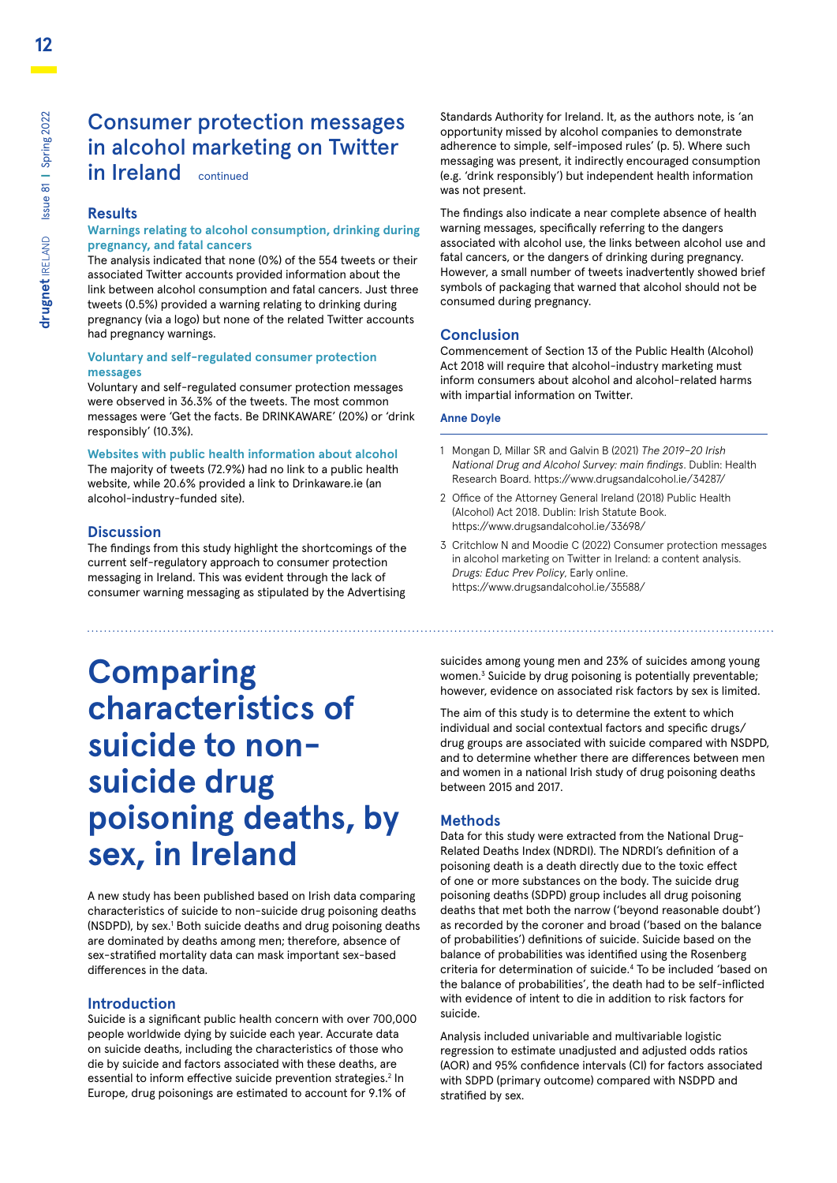## Consumer protection messages in alcohol marketing on Twitter in Ireland *continued*

### Results

#### Warnings relating to alcohol consumption, drinking during pregnancy, and fatal cancers

The analysis indicated that none (0%) of the 554 tweets or their associated Twitter accounts provided information about the link between alcohol consumption and fatal cancers. Just three tweets (0.5%) provided a warning relating to drinking during pregnancy (via a logo) but none of the related Twitter accounts had pregnancy warnings.

#### Voluntary and self-regulated consumer protection messages

Voluntary and self-regulated consumer protection messages were observed in 36.3% of the tweets. The most common messages were 'Get the facts. Be DRINKAWARE' (20%) or 'drink responsibly' (10.3%).

#### Websites with public health information about alcohol

The majority of tweets (72.9%) had no link to a public health website, while 20.6% provided a link to Drinkaware.ie (an alcohol-industry-funded site).

### Discussion

The findings from this study highlight the shortcomings of the current self-regulatory approach to consumer protection messaging in Ireland. This was evident through the lack of consumer warning messaging as stipulated by the Advertising Standards Authority for Ireland. It, as the authors note, is 'an opportunity missed by alcohol companies to demonstrate adherence to simple, self-imposed rules' (p. 5). Where such messaging was present, it indirectly encouraged consumption (e.g. 'drink responsibly') but independent health information was not present.

The findings also indicate a near complete absence of health warning messages, specifically referring to the dangers associated with alcohol use, the links between alcohol use and fatal cancers, or the dangers of drinking during pregnancy. However, a small number of tweets inadvertently showed brief symbols of packaging that warned that alcohol should not be consumed during pregnancy.

### Conclusion

Commencement of Section 13 of the Public Health (Alcohol) Act 2018 will require that alcohol-industry marketing must inform consumers about alcohol and alcohol-related harms with impartial information on Twitter.

**Anne Doyle**

1. Mongan D, Millar SR and Galvin B (2021) *The 2019–20 Irish National Drug and Alcohol Survey: main findings*. Dublin: Health Research Board. https://www.drugsandalcohol.ie/34287/
2. Office of the Attorney General Ireland (2018) Public Health (Alcohol) Act 2018. Dublin: Irish Statute Book. https://www.drugsandalcohol.ie/33698/
3. Critchlow N and Moodie C (2022) Consumer protection messages in alcohol marketing on Twitter in Ireland: a content analysis. *Drugs: Educ Prev Policy*, Early online. https://www.drugsandalcohol.ie/35588/

---

# Comparing characteristics of suicide to non-suicide drug poisoning deaths, by sex, in Ireland

A new study has been published based on Irish data comparing characteristics of suicide to non-suicide drug poisoning deaths (NSDPD), by sex.[1] Both suicide deaths and drug poisoning deaths are dominated by deaths among men; therefore, absence of sex-stratified mortality data can mask important sex-based differences in the data.

### Introduction

Suicide is a significant public health concern with over 700,000 people worldwide dying by suicide each year. Accurate data on suicide deaths, including the characteristics of those who die by suicide and factors associated with these deaths, are essential to inform effective suicide prevention strategies.[2] In Europe, drug poisonings are estimated to account for 9.1% of suicides among young men and 23% of suicides among young women.[3] Suicide by drug poisoning is potentially preventable; however, evidence on associated risk factors by sex is limited.

The aim of this study is to determine the extent to which individual and social contextual factors and specific drugs/drug groups are associated with suicide compared with NSDPD, and to determine whether there are differences between men and women in a national Irish study of drug poisoning deaths between 2015 and 2017.

### Methods

Data for this study were extracted from the National Drug-Related Deaths Index (NDRDI). The NDRDI's definition of a poisoning death is a death directly due to the toxic effect of one or more substances on the body. The suicide drug poisoning deaths (SDPD) group includes all drug poisoning deaths that met both the narrow ('beyond reasonable doubt') as recorded by the coroner and broad ('based on the balance of probabilities') definitions of suicide. Suicide based on the balance of probabilities was identified using the Rosenberg criteria for determination of suicide.[4] To be included 'based on the balance of probabilities', the death had to be self-inflicted with evidence of intent to die in addition to risk factors for suicide.

Analysis included univariable and multivariable logistic regression to estimate unadjusted and adjusted odds ratios (AOR) and 95% confidence intervals (CI) for factors associated with SDPD (primary outcome) compared with NSDPD and stratified by sex.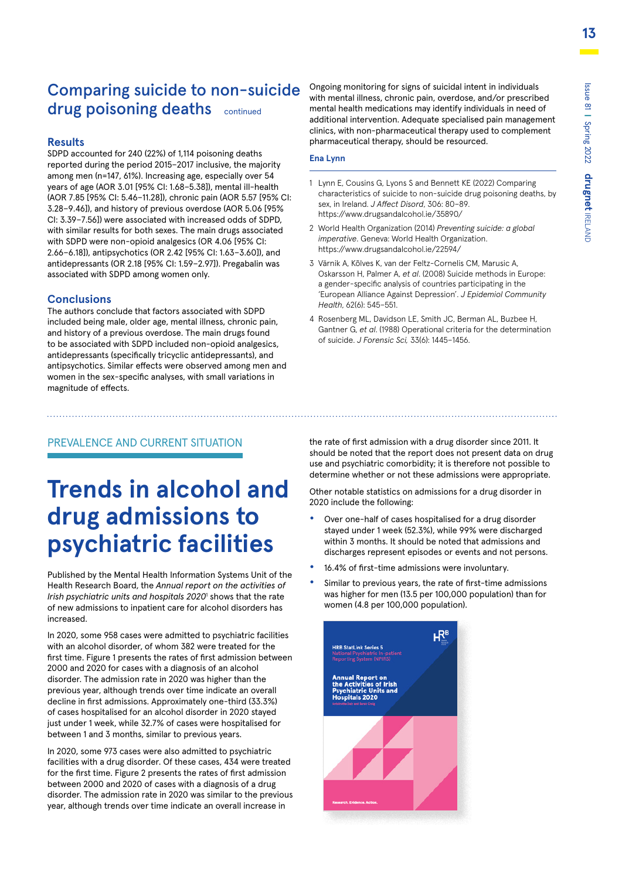## Comparing suicide to non-suicide drug poisoning deaths *continued*

### Results

SDPD accounted for 240 (22%) of 1,114 poisoning deaths reported during the period 2015–2017 inclusive, the majority among men (n=147, 61%). Increasing age, especially over 54 years of age (AOR 3.01 [95% CI: 1.68–5.38]), mental ill-health (AOR 7.85 [95% CI: 5.46–11.28]), chronic pain (AOR 5.57 [95% CI: 3.28–9.46]), and history of previous overdose (AOR 5.06 [95% CI: 3.39–7.56]) were associated with increased odds of SDPD, with similar results for both sexes. The main drugs associated with SDPD were non-opioid analgesics (OR 4.06 [95% CI: 2.66–6.18]), antipsychotics (OR 2.42 [95% CI: 1.63–3.60]), and antidepressants (OR 2.18 [95% CI: 1.59–2.97]). Pregabalin was associated with SDPD among women only.

### Conclusions

The authors conclude that factors associated with SDPD included being male, older age, mental illness, chronic pain, and history of a previous overdose. The main drugs found to be associated with SDPD included non-opioid analgesics, antidepressants (specifically tricyclic antidepressants), and antipsychotics. Similar effects were observed among men and women in the sex-specific analyses, with small variations in magnitude of effects.

Ongoing monitoring for signs of suicidal intent in individuals with mental illness, chronic pain, overdose, and/or prescribed mental health medications may identify individuals in need of additional intervention. Adequate specialised pain management clinics, with non-pharmaceutical therapy used to complement pharmaceutical therapy, should be resourced.

**Ena Lynn**

1. Lynn E, Cousins G, Lyons S and Bennett KE (2022) Comparing characteristics of suicide to non-suicide drug poisoning deaths, by sex, in Ireland. *J Affect Disord*, 306: 80–89. https://www.drugsandalcohol.ie/35890/
2. World Health Organization (2014) *Preventing suicide: a global imperative*. Geneva: World Health Organization. https://www.drugsandalcohol.ie/22594/
3. Värnik A, Kõlves K, van der Feltz-Cornelis CM, Marusic A, Oskarsson H, Palmer A, *et al.* (2008) Suicide methods in Europe: a gender-specific analysis of countries participating in the 'European Alliance Against Depression'. *J Epidemiol Community Health*, 62(6): 545–551.
4. Rosenberg ML, Davidson LE, Smith JC, Berman AL, Buzbee H, Gantner G, *et al.* (1988) Operational criteria for the determination of suicide. *J Forensic Sci,* 33(6): 1445–1456.

PREVALENCE AND CURRENT SITUATION

# Trends in alcohol and drug admissions to psychiatric facilities

Published by the Mental Health Information Systems Unit of the Health Research Board, the *Annual report on the activities of Irish psychiatric units and hospitals 2020*[1] shows that the rate of new admissions to inpatient care for alcohol disorders has increased.

In 2020, some 958 cases were admitted to psychiatric facilities with an alcohol disorder, of whom 382 were treated for the first time. Figure 1 presents the rates of first admission between 2000 and 2020 for cases with a diagnosis of an alcohol disorder. The admission rate in 2020 was higher than the previous year, although trends over time indicate an overall decline in first admissions. Approximately one-third (33.3%) of cases hospitalised for an alcohol disorder in 2020 stayed just under 1 week, while 32.7% of cases were hospitalised for between 1 and 3 months, similar to previous years.

In 2020, some 973 cases were also admitted to psychiatric facilities with a drug disorder. Of these cases, 434 were treated for the first time. Figure 2 presents the rates of first admission between 2000 and 2020 of cases with a diagnosis of a drug disorder. The admission rate in 2020 was similar to the previous year, although trends over time indicate an overall increase in the rate of first admission with a drug disorder since 2011. It should be noted that the report does not present data on drug use and psychiatric comorbidity; it is therefore not possible to determine whether or not these admissions were appropriate.

Other notable statistics on admissions for a drug disorder in 2020 include the following:

- Over one-half of cases hospitalised for a drug disorder stayed under 1 week (52.3%), while 99% were discharged within 3 months. It should be noted that admissions and discharges represent episodes or events and not persons.
- 16.4% of first-time admissions were involuntary.
- Similar to previous years, the rate of first-time admissions was higher for men (13.5 per 100,000 population) than for women (4.8 per 100,000 population).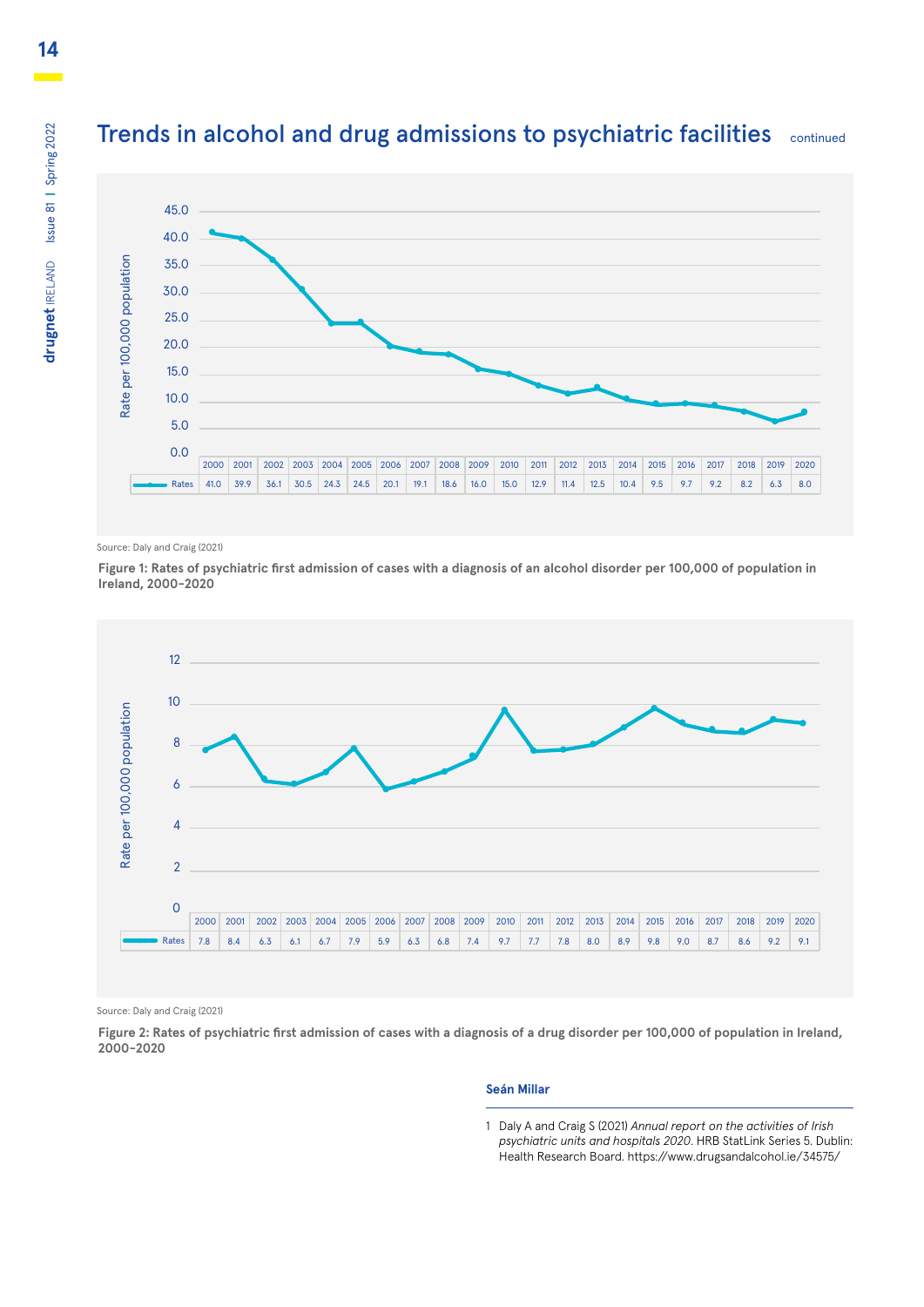## Trends in alcohol and drug admissions to psychiatric facilities continued

| | 2000 | 2001 | 2002 | 2003 | 2004 | 2005 | 2006 | 2007 | 2008 | 2009 | 2010 | 2011 | 2012 | 2013 | 2014 | 2015 | 2016 | 2017 | 2018 | 2019 | 2020 |
|---|---|---|---|---|---|---|---|---|---|---|---|---|---|---|---|---|---|---|---|---|---|
| Rates | 41.0 | 39.9 | 36.1 | 30.5 | 24.3 | 24.5 | 20.1 | 19.1 | 18.6 | 16.0 | 15.0 | 12.9 | 11.4 | 12.5 | 10.4 | 9.5 | 9.7 | 9.2 | 8.2 | 6.3 | 8.0 |

Source: Daly and Craig (2021)

**Figure 1: Rates of psychiatric first admission of cases with a diagnosis of an alcohol disorder per 100,000 of population in Ireland, 2000–2020**

| | 2000 | 2001 | 2002 | 2003 | 2004 | 2005 | 2006 | 2007 | 2008 | 2009 | 2010 | 2011 | 2012 | 2013 | 2014 | 2015 | 2016 | 2017 | 2018 | 2019 | 2020 |
|---|---|---|---|---|---|---|---|---|---|---|---|---|---|---|---|---|---|---|---|---|---|
| Rates | 7.8 | 8.4 | 6.3 | 6.1 | 6.7 | 7.9 | 5.9 | 6.3 | 6.8 | 7.4 | 9.7 | 7.7 | 7.8 | 8.0 | 8.9 | 9.8 | 9.0 | 8.7 | 8.6 | 9.2 | 9.1 |

Source: Daly and Craig (2021)

**Figure 2: Rates of psychiatric first admission of cases with a diagnosis of a drug disorder per 100,000 of population in Ireland, 2000–2020**

**Seán Millar**

1 Daly A and Craig S (2021) *Annual report on the activities of Irish psychiatric units and hospitals 2020*. HRB StatLink Series 5. Dublin: Health Research Board. https://www.drugsandalcohol.ie/34575/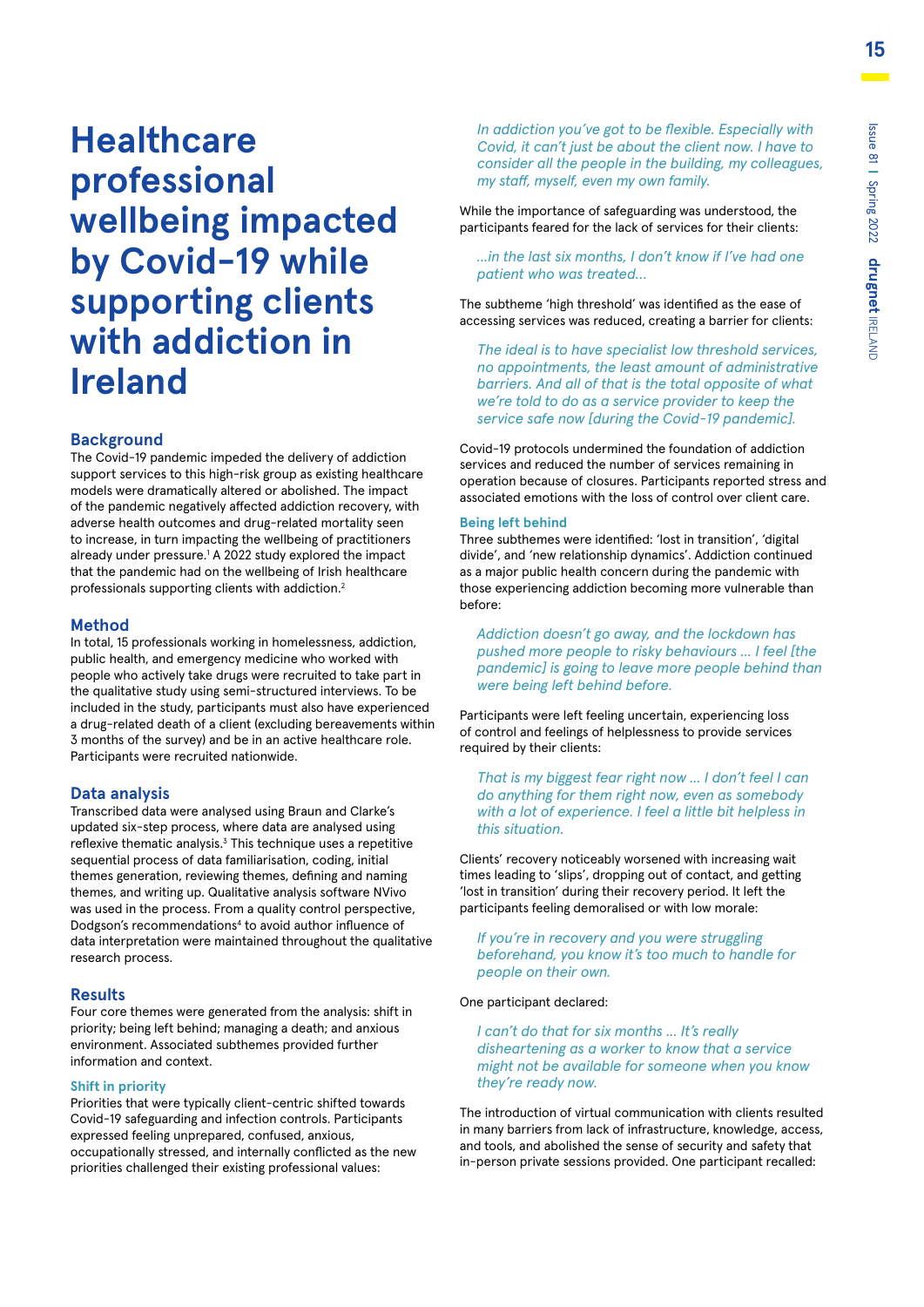# Healthcare professional wellbeing impacted by Covid-19 while supporting clients with addiction in Ireland

## Background

The Covid-19 pandemic impeded the delivery of addiction support services to this high-risk group as existing healthcare models were dramatically altered or abolished. The impact of the pandemic negatively affected addiction recovery, with adverse health outcomes and drug-related mortality seen to increase, in turn impacting the wellbeing of practitioners already under pressure.[1] A 2022 study explored the impact that the pandemic had on the wellbeing of Irish healthcare professionals supporting clients with addiction.[2]

## Method

In total, 15 professionals working in homelessness, addiction, public health, and emergency medicine who worked with people who actively take drugs were recruited to take part in the qualitative study using semi-structured interviews. To be included in the study, participants must also have experienced a drug-related death of a client (excluding bereavements within 3 months of the survey) and be in an active healthcare role. Participants were recruited nationwide.

## Data analysis

Transcribed data were analysed using Braun and Clarke's updated six-step process, where data are analysed using reflexive thematic analysis.[3] This technique uses a repetitive sequential process of data familiarisation, coding, initial themes generation, reviewing themes, defining and naming themes, and writing up. Qualitative analysis software NVivo was used in the process. From a quality control perspective, Dodgson's recommendations[4] to avoid author influence of data interpretation were maintained throughout the qualitative research process.

## Results

Four core themes were generated from the analysis: shift in priority; being left behind; managing a death; and anxious environment. Associated subthemes provided further information and context.

### Shift in priority

Priorities that were typically client-centric shifted towards Covid-19 safeguarding and infection controls. Participants expressed feeling unprepared, confused, anxious, occupationally stressed, and internally conflicted as the new priorities challenged their existing professional values:

> *In addiction you've got to be flexible. Especially with Covid, it can't just be about the client now. I have to consider all the people in the building, my colleagues, my staff, myself, even my own family.*

While the importance of safeguarding was understood, the participants feared for the lack of services for their clients:

> *...in the last six months, I don't know if I've had one patient who was treated...*

The subtheme 'high threshold' was identified as the ease of accessing services was reduced, creating a barrier for clients:

> *The ideal is to have specialist low threshold services, no appointments, the least amount of administrative barriers. And all of that is the total opposite of what we're told to do as a service provider to keep the service safe now [during the Covid-19 pandemic].*

Covid-19 protocols undermined the foundation of addiction services and reduced the number of services remaining in operation because of closures. Participants reported stress and associated emotions with the loss of control over client care.

### Being left behind

Three subthemes were identified: 'lost in transition', 'digital divide', and 'new relationship dynamics'. Addiction continued as a major public health concern during the pandemic with those experiencing addiction becoming more vulnerable than before:

> *Addiction doesn't go away, and the lockdown has pushed more people to risky behaviours ... I feel [the pandemic] is going to leave more people behind than were being left behind before.*

Participants were left feeling uncertain, experiencing loss of control and feelings of helplessness to provide services required by their clients:

> *That is my biggest fear right now ... I don't feel I can do anything for them right now, even as somebody with a lot of experience. I feel a little bit helpless in this situation.*

Clients' recovery noticeably worsened with increasing wait times leading to 'slips', dropping out of contact, and getting 'lost in transition' during their recovery period. It left the participants feeling demoralised or with low morale:

> *If you're in recovery and you were struggling beforehand, you know it's too much to handle for people on their own.*

One participant declared:

> *I can't do that for six months ... It's really disheartening as a worker to know that a service might not be available for someone when you know they're ready now.*

The introduction of virtual communication with clients resulted in many barriers from lack of infrastructure, knowledge, access, and tools, and abolished the sense of security and safety that in-person private sessions provided. One participant recalled: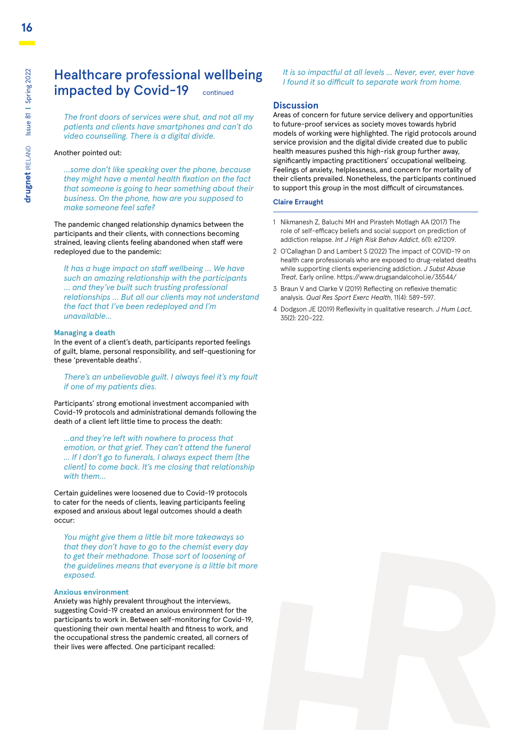# Healthcare professional wellbeing impacted by Covid-19 continued

> *The front doors of services were shut, and not all my patients and clients have smartphones and can't do video counselling. There is a digital divide.*

Another pointed out:

> *...some don't like speaking over the phone, because they might have a mental health fixation on the fact that someone is going to hear something about their business. On the phone, how are you supposed to make someone feel safe?*

The pandemic changed relationship dynamics between the participants and their clients, with connections becoming strained, leaving clients feeling abandoned when staff were redeployed due to the pandemic:

> *It has a huge impact on staff wellbeing ... We have such an amazing relationship with the participants ... and they've built such trusting professional relationships ... But all our clients may not understand the fact that I've been redeployed and I'm unavailable...*

### Managing a death

In the event of a client's death, participants reported feelings of guilt, blame, personal responsibility, and self-questioning for these 'preventable deaths'.

> *There's an unbelievable guilt. I always feel it's my fault if one of my patients dies.*

Participants' strong emotional investment accompanied with Covid-19 protocols and administrational demands following the death of a client left little time to process the death:

> *...and they're left with nowhere to process that emotion, or that grief. They can't attend the funeral ... If I don't go to funerals, I always expect them [the client] to come back. It's me closing that relationship with them...*

Certain guidelines were loosened due to Covid-19 protocols to cater for the needs of clients, leaving participants feeling exposed and anxious about legal outcomes should a death occur:

> *You might give them a little bit more takeaways so that they don't have to go to the chemist every day to get their methadone. Those sort of loosening of the guidelines means that everyone is a little bit more exposed.*

### Anxious environment

Anxiety was highly prevalent throughout the interviews, suggesting Covid-19 created an anxious environment for the participants to work in. Between self-monitoring for Covid-19, questioning their own mental health and fitness to work, and the occupational stress the pandemic created, all corners of their lives were affected. One participant recalled:

> *It is so impactful at all levels ... Never, ever, ever have I found it so difficult to separate work from home.*

## Discussion

Areas of concern for future service delivery and opportunities to future-proof services as society moves towards hybrid models of working were highlighted. The rigid protocols around service provision and the digital divide created due to public health measures pushed this high-risk group further away, significantly impacting practitioners' occupational wellbeing. Feelings of anxiety, helplessness, and concern for mortality of their clients prevailed. Nonetheless, the participants continued to support this group in the most difficult of circumstances.

**Claire Erraught**

---

1. Nikmanesh Z, Baluchi MH and Pirasteh Motlagh AA (2017) The role of self-efficacy beliefs and social support on prediction of addiction relapse. *Int J High Risk Behav Addict*, 6(1): e21209.
2. O'Callaghan D and Lambert S (2022) The impact of COVID-19 on health care professionals who are exposed to drug-related deaths while supporting clients experiencing addiction. *J Subst Abuse Treat*, Early online. https://www.drugsandalcohol.ie/35544/
3. Braun V and Clarke V (2019) Reflecting on reflexive thematic analysis. *Qual Res Sport Exerc Health*, 11(4): 589–597.
4. Dodgson JE (2019) Reflexivity in qualitative research. *J Hum Lact*, 35(2): 220–222.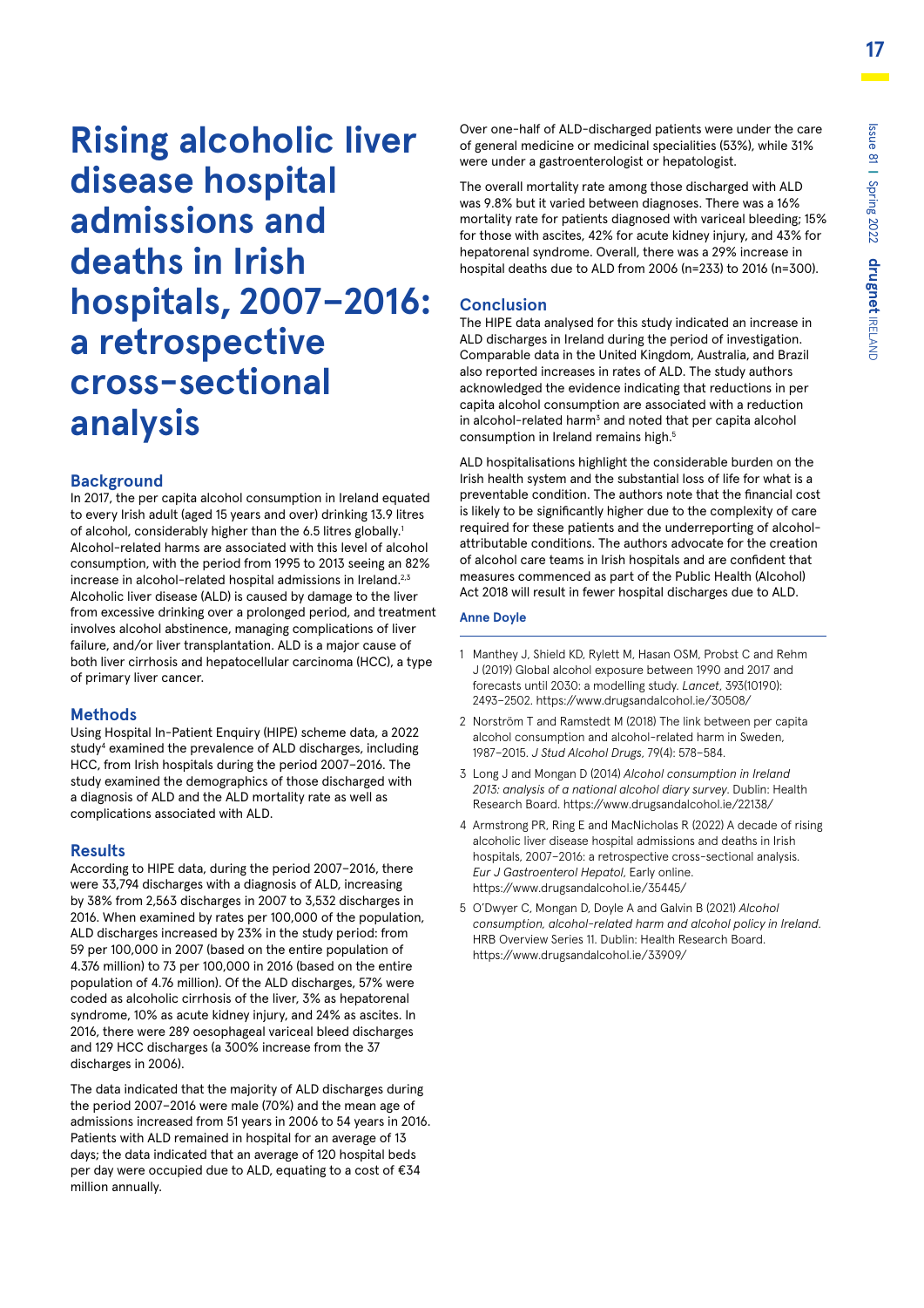# Rising alcoholic liver disease hospital admissions and deaths in Irish hospitals, 2007–2016: a retrospective cross-sectional analysis

## Background

In 2017, the per capita alcohol consumption in Ireland equated to every Irish adult (aged 15 years and over) drinking 13.9 litres of alcohol, considerably higher than the 6.5 litres globally.[1] Alcohol-related harms are associated with this level of alcohol consumption, with the period from 1995 to 2013 seeing an 82% increase in alcohol-related hospital admissions in Ireland.[2,3] Alcoholic liver disease (ALD) is caused by damage to the liver from excessive drinking over a prolonged period, and treatment involves alcohol abstinence, managing complications of liver failure, and/or liver transplantation. ALD is a major cause of both liver cirrhosis and hepatocellular carcinoma (HCC), a type of primary liver cancer.

## Methods

Using Hospital In-Patient Enquiry (HIPE) scheme data, a 2022 study[4] examined the prevalence of ALD discharges, including HCC, from Irish hospitals during the period 2007–2016. The study examined the demographics of those discharged with a diagnosis of ALD and the ALD mortality rate as well as complications associated with ALD.

## Results

According to HIPE data, during the period 2007–2016, there were 33,794 discharges with a diagnosis of ALD, increasing by 38% from 2,563 discharges in 2007 to 3,532 discharges in 2016. When examined by rates per 100,000 of the population, ALD discharges increased by 23% in the study period: from 59 per 100,000 in 2007 (based on the entire population of 4.376 million) to 73 per 100,000 in 2016 (based on the entire population of 4.76 million). Of the ALD discharges, 57% were coded as alcoholic cirrhosis of the liver, 3% as hepatorenal syndrome, 10% as acute kidney injury, and 24% as ascites. In 2016, there were 289 oesophageal variceal bleed discharges and 129 HCC discharges (a 300% increase from the 37 discharges in 2006).

The data indicated that the majority of ALD discharges during the period 2007–2016 were male (70%) and the mean age of admissions increased from 51 years in 2006 to 54 years in 2016. Patients with ALD remained in hospital for an average of 13 days; the data indicated that an average of 120 hospital beds per day were occupied due to ALD, equating to a cost of €34 million annually.

Over one-half of ALD-discharged patients were under the care of general medicine or medicinal specialities (53%), while 31% were under a gastroenterologist or hepatologist.

The overall mortality rate among those discharged with ALD was 9.8% but it varied between diagnoses. There was a 16% mortality rate for patients diagnosed with variceal bleeding; 15% for those with ascites, 42% for acute kidney injury, and 43% for hepatorenal syndrome. Overall, there was a 29% increase in hospital deaths due to ALD from 2006 (n=233) to 2016 (n=300).

## Conclusion

The HIPE data analysed for this study indicated an increase in ALD discharges in Ireland during the period of investigation. Comparable data in the United Kingdom, Australia, and Brazil also reported increases in rates of ALD. The study authors acknowledged the evidence indicating that reductions in per capita alcohol consumption are associated with a reduction in alcohol-related harm[3] and noted that per capita alcohol consumption in Ireland remains high.[5]

ALD hospitalisations highlight the considerable burden on the Irish health system and the substantial loss of life for what is a preventable condition. The authors note that the financial cost is likely to be significantly higher due to the complexity of care required for these patients and the underreporting of alcohol-attributable conditions. The authors advocate for the creation of alcohol care teams in Irish hospitals and are confident that measures commenced as part of the Public Health (Alcohol) Act 2018 will result in fewer hospital discharges due to ALD.

**Anne Doyle**

---

1. Manthey J, Shield KD, Rylett M, Hasan OSM, Probst C and Rehm J (2019) Global alcohol exposure between 1990 and 2017 and forecasts until 2030: a modelling study. *Lancet*, 393(10190): 2493–2502. https://www.drugsandalcohol.ie/30508/
2. Norström T and Ramstedt M (2018) The link between per capita alcohol consumption and alcohol-related harm in Sweden, 1987–2015. *J Stud Alcohol Drugs*, 79(4): 578–584.
3. Long J and Mongan D (2014) *Alcohol consumption in Ireland 2013: analysis of a national alcohol diary survey*. Dublin: Health Research Board. https://www.drugsandalcohol.ie/22138/
4. Armstrong PR, Ring E and MacNicholas R (2022) A decade of rising alcoholic liver disease hospital admissions and deaths in Irish hospitals, 2007–2016: a retrospective cross-sectional analysis. *Eur J Gastroenterol Hepatol*, Early online. https://www.drugsandalcohol.ie/35445/
5. O'Dwyer C, Mongan D, Doyle A and Galvin B (2021) *Alcohol consumption, alcohol-related harm and alcohol policy in Ireland*. HRB Overview Series 11. Dublin: Health Research Board. https://www.drugsandalcohol.ie/33909/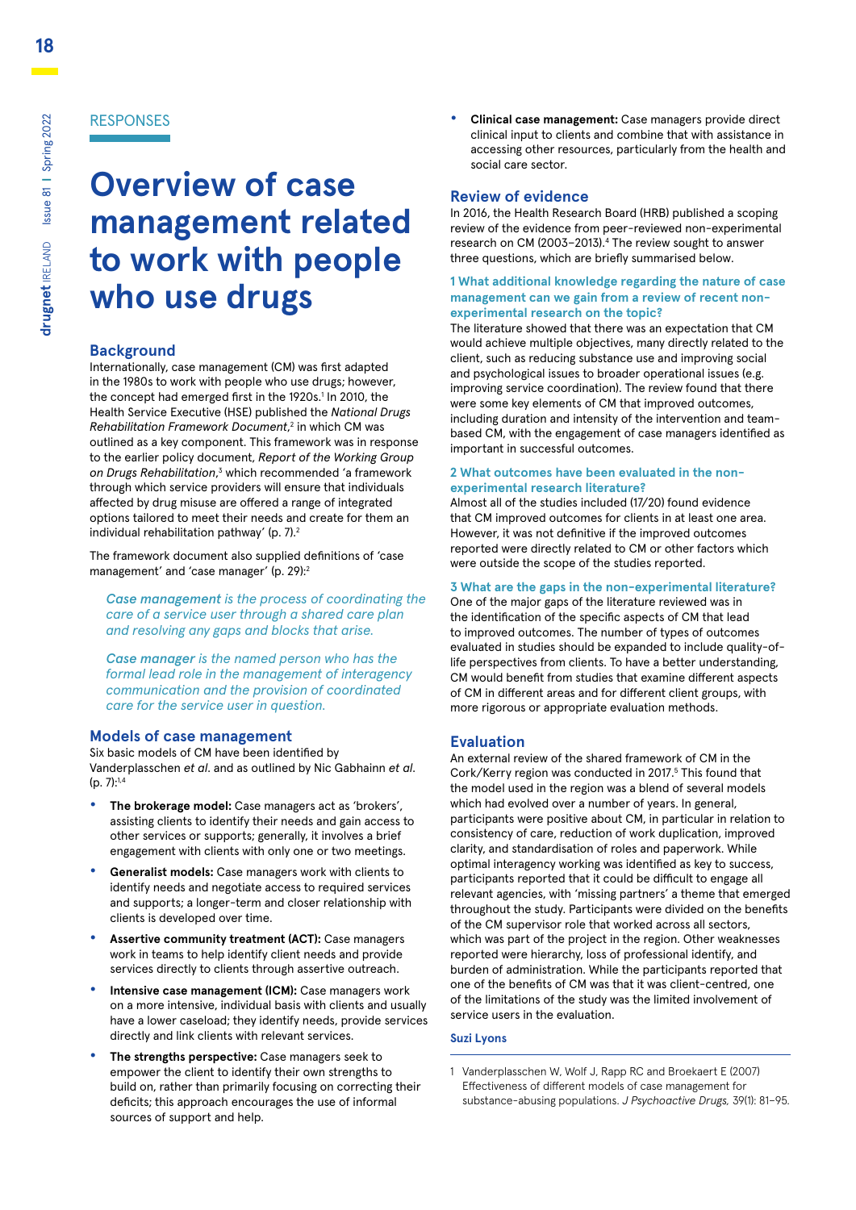RESPONSES

# Overview of case management related to work with people who use drugs

## Background

Internationally, case management (CM) was first adapted in the 1980s to work with people who use drugs; however, the concept had emerged first in the 1920s.[1] In 2010, the Health Service Executive (HSE) published the *National Drugs Rehabilitation Framework Document*,[2] in which CM was outlined as a key component. This framework was in response to the earlier policy document, *Report of the Working Group on Drugs Rehabilitation*,[3] which recommended 'a framework through which service providers will ensure that individuals affected by drug misuse are offered a range of integrated options tailored to meet their needs and create for them an individual rehabilitation pathway' (p. 7).[2]

The framework document also supplied definitions of 'case management' and 'case manager' (p. 29):[2]

> ***Case management*** *is the process of coordinating the care of a service user through a shared care plan and resolving any gaps and blocks that arise.*
>
> ***Case manager*** *is the named person who has the formal lead role in the management of interagency communication and the provision of coordinated care for the service user in question.*

## Models of case management

Six basic models of CM have been identified by Vanderplasschen *et al*. and as outlined by Nic Gabhainn *et al*. (p. 7):[1,4]

- **The brokerage model:** Case managers act as 'brokers', assisting clients to identify their needs and gain access to other services or supports; generally, it involves a brief engagement with clients with only one or two meetings.
- **Generalist models:** Case managers work with clients to identify needs and negotiate access to required services and supports; a longer-term and closer relationship with clients is developed over time.
- **Assertive community treatment (ACT):** Case managers work in teams to help identify client needs and provide services directly to clients through assertive outreach.
- **Intensive case management (ICM):** Case managers work on a more intensive, individual basis with clients and usually have a lower caseload; they identify needs, provide services directly and link clients with relevant services.
- **The strengths perspective:** Case managers seek to empower the client to identify their own strengths to build on, rather than primarily focusing on correcting their deficits; this approach encourages the use of informal sources of support and help.
- **Clinical case management:** Case managers provide direct clinical input to clients and combine that with assistance in accessing other resources, particularly from the health and social care sector.

## Review of evidence

In 2016, the Health Research Board (HRB) published a scoping review of the evidence from peer-reviewed non-experimental research on CM (2003–2013).[4] The review sought to answer three questions, which are briefly summarised below.

### 1 What additional knowledge regarding the nature of case management can we gain from a review of recent non-experimental research on the topic?

The literature showed that there was an expectation that CM would achieve multiple objectives, many directly related to the client, such as reducing substance use and improving social and psychological issues to broader operational issues (e.g. improving service coordination). The review found that there were some key elements of CM that improved outcomes, including duration and intensity of the intervention and team-based CM, with the engagement of case managers identified as important in successful outcomes.

### 2 What outcomes have been evaluated in the non-experimental research literature?

Almost all of the studies included (17/20) found evidence that CM improved outcomes for clients in at least one area. However, it was not definitive if the improved outcomes reported were directly related to CM or other factors which were outside the scope of the studies reported.

### 3 What are the gaps in the non-experimental literature?

One of the major gaps of the literature reviewed was in the identification of the specific aspects of CM that lead to improved outcomes. The number of types of outcomes evaluated in studies should be expanded to include quality-of-life perspectives from clients. To have a better understanding, CM would benefit from studies that examine different aspects of CM in different areas and for different client groups, with more rigorous or appropriate evaluation methods.

## Evaluation

An external review of the shared framework of CM in the Cork/Kerry region was conducted in 2017.[5] This found that the model used in the region was a blend of several models which had evolved over a number of years. In general, participants were positive about CM, in particular in relation to consistency of care, reduction of work duplication, improved clarity, and standardisation of roles and paperwork. While optimal interagency working was identified as key to success, participants reported that it could be difficult to engage all relevant agencies, with 'missing partners' a theme that emerged throughout the study. Participants were divided on the benefits of the CM supervisor role that worked across all sectors, which was part of the project in the region. Other weaknesses reported were hierarchy, loss of professional identify, and burden of administration. While the participants reported that one of the benefits of CM was that it was client-centred, one of the limitations of the study was the limited involvement of service users in the evaluation.

**Suzi Lyons**

---

1 Vanderplasschen W, Wolf J, Rapp RC and Broekaert E (2007) Effectiveness of different models of case management for substance-abusing populations. *J Psychoactive Drugs,* 39(1): 81–95.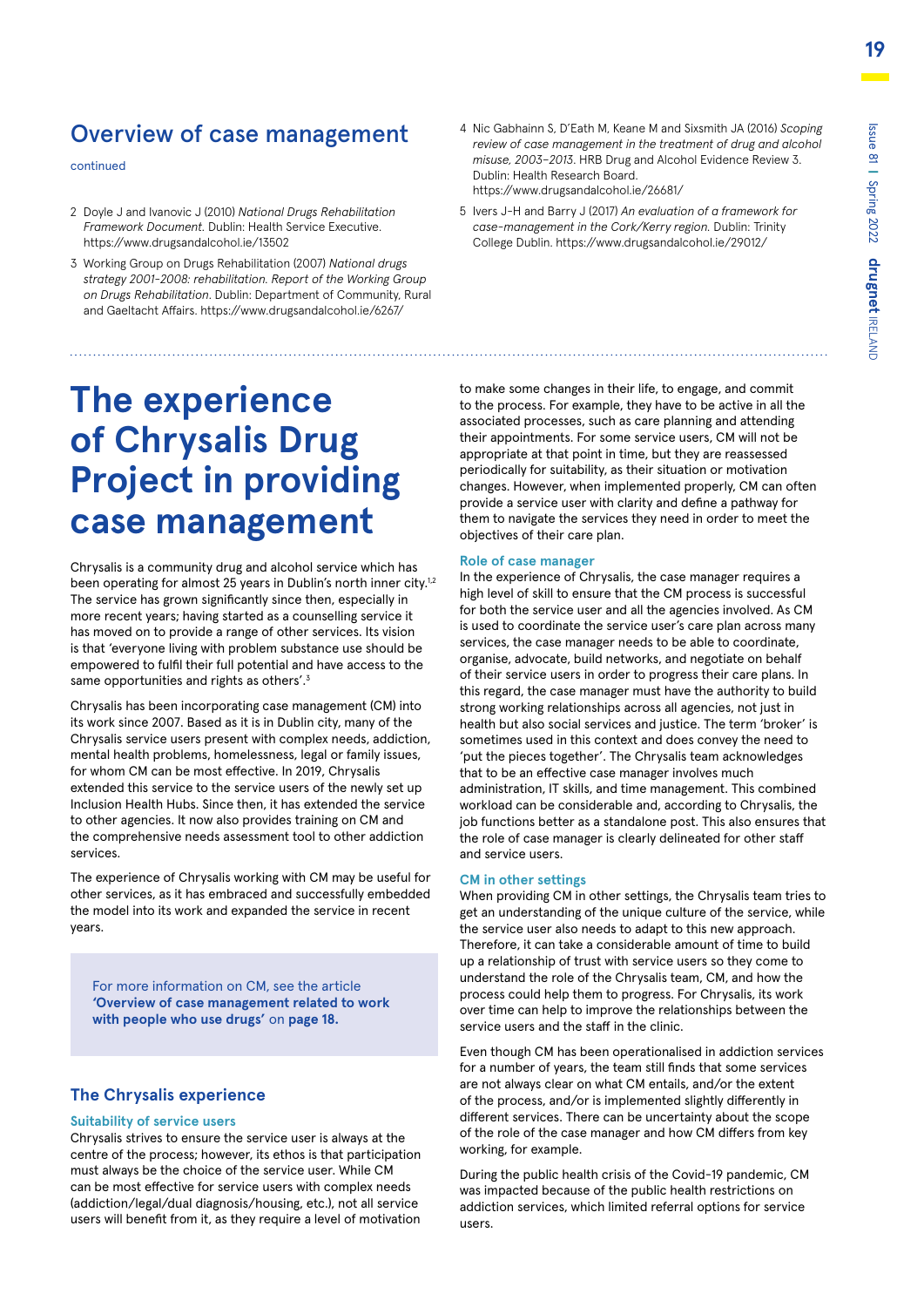## Overview of case management

continued

2 Doyle J and Ivanovic J (2010) *National Drugs Rehabilitation Framework Document*. Dublin: Health Service Executive. https://www.drugsandalcohol.ie/13502

3 Working Group on Drugs Rehabilitation (2007) *National drugs strategy 2001-2008: rehabilitation. Report of the Working Group on Drugs Rehabilitation*. Dublin: Department of Community, Rural and Gaeltacht Affairs. https://www.drugsandalcohol.ie/6267/

4 Nic Gabhainn S, D'Eath M, Keane M and Sixsmith JA (2016) *Scoping review of case management in the treatment of drug and alcohol misuse, 2003–2013*. HRB Drug and Alcohol Evidence Review 3. Dublin: Health Research Board. https://www.drugsandalcohol.ie/26681/

5 Ivers J-H and Barry J (2017) *An evaluation of a framework for case-management in the Cork/Kerry region*. Dublin: Trinity College Dublin. https://www.drugsandalcohol.ie/29012/

# The experience of Chrysalis Drug Project in providing case management

Chrysalis is a community drug and alcohol service which has been operating for almost 25 years in Dublin's north inner city.[1,2] The service has grown significantly since then, especially in more recent years; having started as a counselling service it has moved on to provide a range of other services. Its vision is that 'everyone living with problem substance use should be empowered to fulfil their full potential and have access to the same opportunities and rights as others'.[3]

Chrysalis has been incorporating case management (CM) into its work since 2007. Based as it is in Dublin city, many of the Chrysalis service users present with complex needs, addiction, mental health problems, homelessness, legal or family issues, for whom CM can be most effective. In 2019, Chrysalis extended this service to the service users of the newly set up Inclusion Health Hubs. Since then, it has extended the service to other agencies. It now also provides training on CM and the comprehensive needs assessment tool to other addiction services.

The experience of Chrysalis working with CM may be useful for other services, as it has embraced and successfully embedded the model into its work and expanded the service in recent years.

For more information on CM, see the article **'Overview of case management related to work with people who use drugs'** on **page 18.**

## The Chrysalis experience

### Suitability of service users

Chrysalis strives to ensure the service user is always at the centre of the process; however, its ethos is that participation must always be the choice of the service user. While CM can be most effective for service users with complex needs (addiction/legal/dual diagnosis/housing, etc.), not all service users will benefit from it, as they require a level of motivation to make some changes in their life, to engage, and commit to the process. For example, they have to be active in all the associated processes, such as care planning and attending their appointments. For some service users, CM will not be appropriate at that point in time, but they are reassessed periodically for suitability, as their situation or motivation changes. However, when implemented properly, CM can often provide a service user with clarity and define a pathway for them to navigate the services they need in order to meet the objectives of their care plan.

### Role of case manager

In the experience of Chrysalis, the case manager requires a high level of skill to ensure that the CM process is successful for both the service user and all the agencies involved. As CM is used to coordinate the service user's care plan across many services, the case manager needs to be able to coordinate, organise, advocate, build networks, and negotiate on behalf of their service users in order to progress their care plans. In this regard, the case manager must have the authority to build strong working relationships across all agencies, not just in health but also social services and justice. The term 'broker' is sometimes used in this context and does convey the need to 'put the pieces together'. The Chrysalis team acknowledges that to be an effective case manager involves much administration, IT skills, and time management. This combined workload can be considerable and, according to Chrysalis, the job functions better as a standalone post. This also ensures that the role of case manager is clearly delineated for other staff and service users.

### CM in other settings

When providing CM in other settings, the Chrysalis team tries to get an understanding of the unique culture of the service, while the service user also needs to adapt to this new approach. Therefore, it can take a considerable amount of time to build up a relationship of trust with service users so they come to understand the role of the Chrysalis team, CM, and how the process could help them to progress. For Chrysalis, its work over time can help to improve the relationships between the service users and the staff in the clinic.

Even though CM has been operationalised in addiction services for a number of years, the team still finds that some services are not always clear on what CM entails, and/or the extent of the process, and/or is implemented slightly differently in different services. There can be uncertainty about the scope of the role of the case manager and how CM differs from key working, for example.

During the public health crisis of the Covid-19 pandemic, CM was impacted because of the public health restrictions on addiction services, which limited referral options for service users.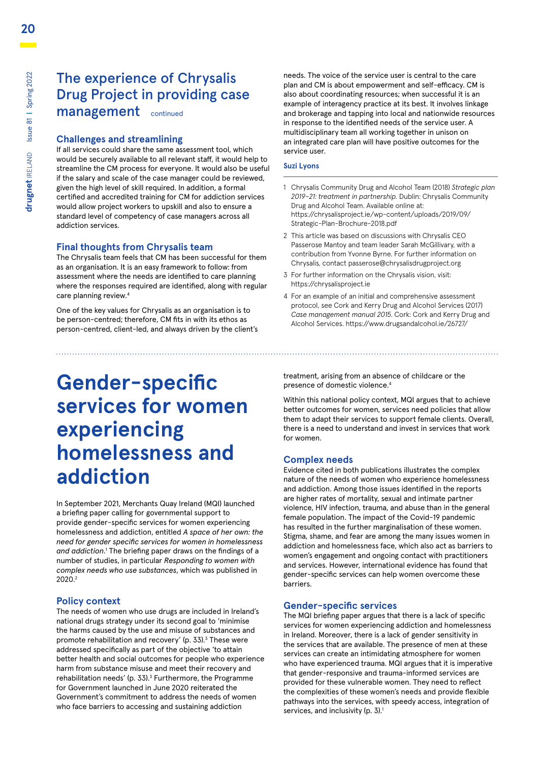## The experience of Chrysalis Drug Project in providing case management continued

### Challenges and streamlining

If all services could share the same assessment tool, which would be securely available to all relevant staff, it would help to streamline the CM process for everyone. It would also be useful if the salary and scale of the case manager could be reviewed, given the high level of skill required. In addition, a formal certified and accredited training for CM for addiction services would allow project workers to upskill and also to ensure a standard level of competency of case managers across all addiction services.

### Final thoughts from Chrysalis team

The Chrysalis team feels that CM has been successful for them as an organisation. It is an easy framework to follow: from assessment where the needs are identified to care planning where the responses required are identified, along with regular care planning review.[4]

One of the key values for Chrysalis as an organisation is to be person-centred; therefore, CM fits in with its ethos as person-centred, client-led, and always driven by the client's needs. The voice of the service user is central to the care plan and CM is about empowerment and self-efficacy. CM is also about coordinating resources; when successful it is an example of interagency practice at its best. It involves linkage and brokerage and tapping into local and nationwide resources in response to the identified needs of the service user. A multidisciplinary team all working together in unison on an integrated care plan will have positive outcomes for the service user.

**Suzi Lyons**

1. Chrysalis Community Drug and Alcohol Team (2018) *Strategic plan 2019–21: treatment in partnership.* Dublin: Chrysalis Community Drug and Alcohol Team. Available online at: https://chrysalisproject.ie/wp-content/uploads/2019/09/Strategic-Plan-Brochure-2018.pdf
2. This article was based on discussions with Chrysalis CEO Passerose Mantoy and team leader Sarah McGillivary, with a contribution from Yvonne Byrne. For further information on Chrysalis, contact passerose@chrysalisdrugproject.org
3. For further information on the Chrysalis vision, visit: https://chrysalisproject.ie
4. For an example of an initial and comprehensive assessment protocol, see Cork and Kerry Drug and Alcohol Services (2017) *Case management manual 2015.* Cork: Cork and Kerry Drug and Alcohol Services. https://www.drugsandalcohol.ie/26727/

# Gender-specific services for women experiencing homelessness and addiction

In September 2021, Merchants Quay Ireland (MQI) launched a briefing paper calling for governmental support to provide gender-specific services for women experiencing homelessness and addiction, entitled *A space of her own: the need for gender specific services for women in homelessness and addiction*.[1] The briefing paper draws on the findings of a number of studies, in particular *Responding to women with complex needs who use substances*, which was published in 2020.[2]

### Policy context

The needs of women who use drugs are included in Ireland's national drugs strategy under its second goal to 'minimise the harms caused by the use and misuse of substances and promote rehabilitation and recovery' (p. 33).[3] These were addressed specifically as part of the objective 'to attain better health and social outcomes for people who experience harm from substance misuse and meet their recovery and rehabilitation needs' (p. 33).[3] Furthermore, the Programme for Government launched in June 2020 reiterated the Government's commitment to address the needs of women who face barriers to accessing and sustaining addiction treatment, arising from an absence of childcare or the presence of domestic violence.[4]

Within this national policy context, MQI argues that to achieve better outcomes for women, services need policies that allow them to adapt their services to support female clients. Overall, there is a need to understand and invest in services that work for women.

### Complex needs

Evidence cited in both publications illustrates the complex nature of the needs of women who experience homelessness and addiction. Among those issues identified in the reports are higher rates of mortality, sexual and intimate partner violence, HIV infection, trauma, and abuse than in the general female population. The impact of the Covid-19 pandemic has resulted in the further marginalisation of these women. Stigma, shame, and fear are among the many issues women in addiction and homelessness face, which also act as barriers to women's engagement and ongoing contact with practitioners and services. However, international evidence has found that gender-specific services can help women overcome these barriers.

### Gender-specific services

The MQI briefing paper argues that there is a lack of specific services for women experiencing addiction and homelessness in Ireland. Moreover, there is a lack of gender sensitivity in the services that are available. The presence of men at these services can create an intimidating atmosphere for women who have experienced trauma. MQI argues that it is imperative that gender-responsive and trauma-informed services are provided for these vulnerable women. They need to reflect the complexities of these women's needs and provide flexible pathways into the services, with speedy access, integration of services, and inclusivity (p. 3).[1]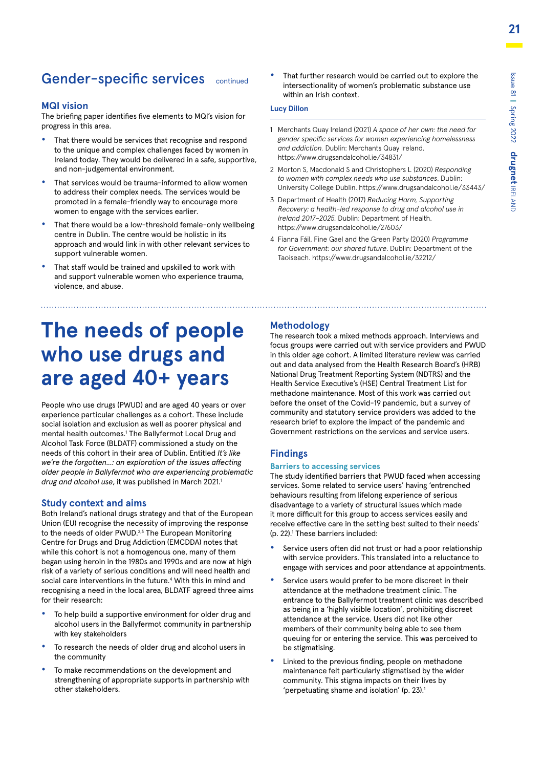## Gender-specific services continued

### MQI vision

The briefing paper identifies five elements to MQI's vision for progress in this area.

- That there would be services that recognise and respond to the unique and complex challenges faced by women in Ireland today. They would be delivered in a safe, supportive, and non-judgemental environment.
- That services would be trauma-informed to allow women to address their complex needs. The services would be promoted in a female-friendly way to encourage more women to engage with the services earlier.
- That there would be a low-threshold female-only wellbeing centre in Dublin. The centre would be holistic in its approach and would link in with other relevant services to support vulnerable women.
- That staff would be trained and upskilled to work with and support vulnerable women who experience trauma, violence, and abuse.
- That further research would be carried out to explore the intersectionality of women's problematic substance use within an Irish context.

**Lucy Dillon**

1. Merchants Quay Ireland (2021) *A space of her own: the need for gender specific services for women experiencing homelessness and addiction.* Dublin: Merchants Quay Ireland. https://www.drugsandalcohol.ie/34831/
2. Morton S, Macdonald S and Christophers L (2020) *Responding to women with complex needs who use substances*. Dublin: University College Dublin. https://www.drugsandalcohol.ie/33443/
3. Department of Health (2017) *Reducing Harm, Supporting Recovery: a health-led response to drug and alcohol use in Ireland 2017–2025.* Dublin: Department of Health. https://www.drugsandalcohol.ie/27603/
4. Fianna Fáil, Fine Gael and the Green Party (2020) *Programme for Government: our shared future*. Dublin: Department of the Taoiseach. https://www.drugsandalcohol.ie/32212/

# The needs of people who use drugs and are aged 40+ years

People who use drugs (PWUD) and are aged 40 years or over experience particular challenges as a cohort. These include social isolation and exclusion as well as poorer physical and mental health outcomes.[1] The Ballyfermot Local Drug and Alcohol Task Force (BLDATF) commissioned a study on the needs of this cohort in their area of Dublin. Entitled *It's like we're the forgotten…: an exploration of the issues affecting older people in Ballyfermot who are experiencing problematic drug and alcohol use*, it was published in March 2021.[1]

### Study context and aims

Both Ireland's national drugs strategy and that of the European Union (EU) recognise the necessity of improving the response to the needs of older PWUD.[2,3] The European Monitoring Centre for Drugs and Drug Addiction (EMCDDA) notes that while this cohort is not a homogenous one, many of them began using heroin in the 1980s and 1990s and are now at high risk of a variety of serious conditions and will need health and social care interventions in the future.[4] With this in mind and recognising a need in the local area, BLDATF agreed three aims for their research:

- To help build a supportive environment for older drug and alcohol users in the Ballyfermot community in partnership with key stakeholders
- To research the needs of older drug and alcohol users in the community
- To make recommendations on the development and strengthening of appropriate supports in partnership with other stakeholders.

### Methodology

The research took a mixed methods approach. Interviews and focus groups were carried out with service providers and PWUD in this older age cohort. A limited literature review was carried out and data analysed from the Health Research Board's (HRB) National Drug Treatment Reporting System (NDTRS) and the Health Service Executive's (HSE) Central Treatment List for methadone maintenance. Most of this work was carried out before the onset of the Covid-19 pandemic, but a survey of community and statutory service providers was added to the research brief to explore the impact of the pandemic and Government restrictions on the services and service users.

### Findings

#### Barriers to accessing services

The study identified barriers that PWUD faced when accessing services. Some related to service users' having 'entrenched behaviours resulting from lifelong experience of serious disadvantage to a variety of structural issues which made it more difficult for this group to access services easily and receive effective care in the setting best suited to their needs' (p. 22).[1] These barriers included:

- Service users often did not trust or had a poor relationship with service providers. This translated into a reluctance to engage with services and poor attendance at appointments.
- Service users would prefer to be more discreet in their attendance at the methadone treatment clinic. The entrance to the Ballyfermot treatment clinic was described as being in a 'highly visible location', prohibiting discreet attendance at the service. Users did not like other members of their community being able to see them queuing for or entering the service. This was perceived to be stigmatising.
- Linked to the previous finding, people on methadone maintenance felt particularly stigmatised by the wider community. This stigma impacts on their lives by 'perpetuating shame and isolation' (p. 23).[1]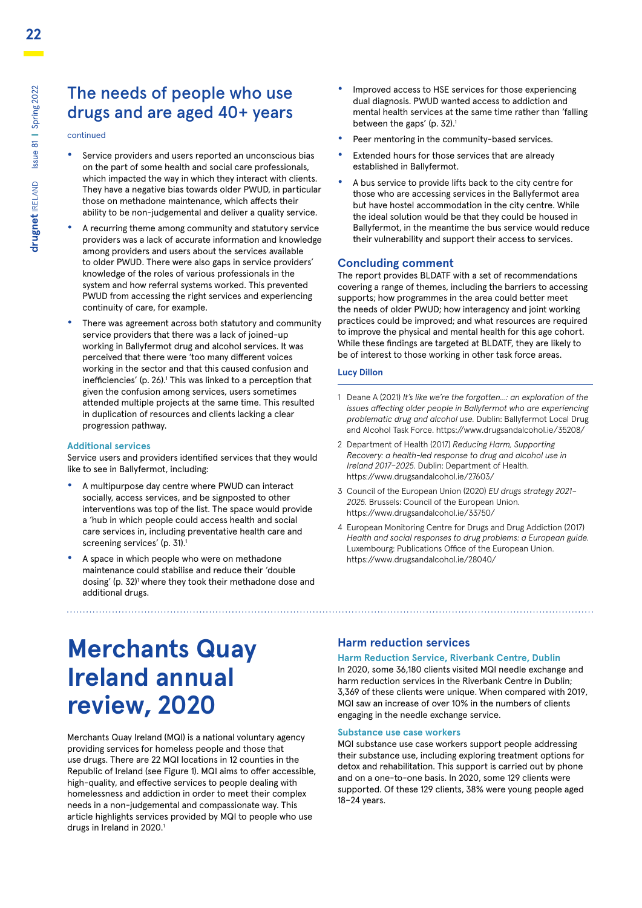## The needs of people who use drugs and are aged 40+ years

continued

- Service providers and users reported an unconscious bias on the part of some health and social care professionals, which impacted the way in which they interact with clients. They have a negative bias towards older PWUD, in particular those on methadone maintenance, which affects their ability to be non-judgemental and deliver a quality service.
- A recurring theme among community and statutory service providers was a lack of accurate information and knowledge among providers and users about the services available to older PWUD. There were also gaps in service providers' knowledge of the roles of various professionals in the system and how referral systems worked. This prevented PWUD from accessing the right services and experiencing continuity of care, for example.
- There was agreement across both statutory and community service providers that there was a lack of joined-up working in Ballyfermot drug and alcohol services. It was perceived that there were 'too many different voices working in the sector and that this caused confusion and inefficiencies' (p. 26).[1] This was linked to a perception that given the confusion among services, users sometimes attended multiple projects at the same time. This resulted in duplication of resources and clients lacking a clear progression pathway.

### Additional services

Service users and providers identified services that they would like to see in Ballyfermot, including:

- A multipurpose day centre where PWUD can interact socially, access services, and be signposted to other interventions was top of the list. The space would provide a 'hub in which people could access health and social care services in, including preventative health care and screening services' (p. 31).[1]
- A space in which people who were on methadone maintenance could stabilise and reduce their 'double dosing' (p. 32)[1] where they took their methadone dose and additional drugs.
- Improved access to HSE services for those experiencing dual diagnosis. PWUD wanted access to addiction and mental health services at the same time rather than 'falling between the gaps' (p. 32).[1]
- Peer mentoring in the community-based services.
- Extended hours for those services that are already established in Ballyfermot.
- A bus service to provide lifts back to the city centre for those who are accessing services in the Ballyfermot area but have hostel accommodation in the city centre. While the ideal solution would be that they could be housed in Ballyfermot, in the meantime the bus service would reduce their vulnerability and support their access to services.

### Concluding comment

The report provides BLDATF with a set of recommendations covering a range of themes, including the barriers to accessing supports; how programmes in the area could better meet the needs of older PWUD; how interagency and joint working practices could be improved; and what resources are required to improve the physical and mental health for this age cohort. While these findings are targeted at BLDATF, they are likely to be of interest to those working in other task force areas.

**Lucy Dillon**

1. Deane A (2021) *It's like we're the forgotten…: an exploration of the issues affecting older people in Ballyfermot who are experiencing problematic drug and alcohol use.* Dublin: Ballyfermot Local Drug and Alcohol Task Force. https://www.drugsandalcohol.ie/35208/
2. Department of Health (2017) *Reducing Harm, Supporting Recovery: a health-led response to drug and alcohol use in Ireland 2017–2025.* Dublin: Department of Health. https://www.drugsandalcohol.ie/27603/
3. Council of the European Union (2020) *EU drugs strategy 2021–2025.* Brussels: Council of the European Union. https://www.drugsandalcohol.ie/33750/
4. European Monitoring Centre for Drugs and Drug Addiction (2017) *Health and social responses to drug problems: a European guide.* Luxembourg: Publications Office of the European Union. https://www.drugsandalcohol.ie/28040/

---

# Merchants Quay Ireland annual review, 2020

Merchants Quay Ireland (MQI) is a national voluntary agency providing services for homeless people and those that use drugs. There are 22 MQI locations in 12 counties in the Republic of Ireland (see Figure 1). MQI aims to offer accessible, high-quality, and effective services to people dealing with homelessness and addiction in order to meet their complex needs in a non-judgemental and compassionate way. This article highlights services provided by MQI to people who use drugs in Ireland in 2020.[1]

## Harm reduction services

### Harm Reduction Service, Riverbank Centre, Dublin

In 2020, some 36,180 clients visited MQI needle exchange and harm reduction services in the Riverbank Centre in Dublin; 3,369 of these clients were unique. When compared with 2019, MQI saw an increase of over 10% in the numbers of clients engaging in the needle exchange service.

### Substance use case workers

MQI substance use case workers support people addressing their substance use, including exploring treatment options for detox and rehabilitation. This support is carried out by phone and on a one-to-one basis. In 2020, some 129 clients were supported. Of these 129 clients, 38% were young people aged 18–24 years.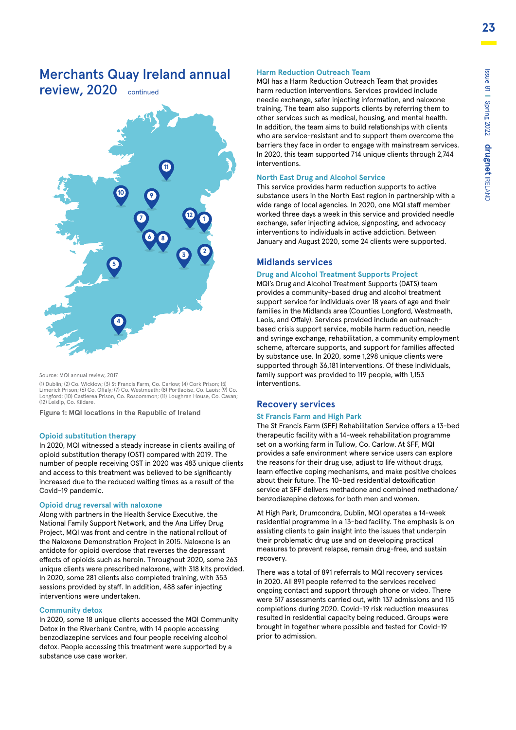## Merchants Quay Ireland annual review, 2020 continued

Source: MQI annual review, 2017

(1) Dublin; (2) Co. Wicklow; (3) St Francis Farm, Co. Carlow; (4) Cork Prison; (5) Limerick Prison; (6) Co. Offaly; (7) Co. Westmeath; (8) Portlaoise, Co. Laois; (9) Co. Longford; (10) Castlerea Prison, Co. Roscommon; (11) Loughran House, Co. Cavan; (12) Leixlip, Co. Kildare.

Figure 1: MQI locations in the Republic of Ireland

### Opioid substitution therapy

In 2020, MQI witnessed a steady increase in clients availing of opioid substitution therapy (OST) compared with 2019. The number of people receiving OST in 2020 was 483 unique clients and access to this treatment was believed to be significantly increased due to the reduced waiting times as a result of the Covid-19 pandemic.

### Opioid drug reversal with naloxone

Along with partners in the Health Service Executive, the National Family Support Network, and the Ana Liffey Drug Project, MQI was front and centre in the national rollout of the Naloxone Demonstration Project in 2015. Naloxone is an antidote for opioid overdose that reverses the depressant effects of opioids such as heroin. Throughout 2020, some 263 unique clients were prescribed naloxone, with 318 kits provided. In 2020, some 281 clients also completed training, with 353 sessions provided by staff. In addition, 488 safer injecting interventions were undertaken.

### Community detox

In 2020, some 18 unique clients accessed the MQI Community Detox in the Riverbank Centre, with 14 people accessing benzodiazepine services and four people receiving alcohol detox. People accessing this treatment were supported by a substance use case worker.

### Harm Reduction Outreach Team

MQI has a Harm Reduction Outreach Team that provides harm reduction interventions. Services provided include needle exchange, safer injecting information, and naloxone training. The team also supports clients by referring them to other services such as medical, housing, and mental health. In addition, the team aims to build relationships with clients who are service-resistant and to support them overcome the barriers they face in order to engage with mainstream services. In 2020, this team supported 714 unique clients through 2,744 interventions.

### North East Drug and Alcohol Service

This service provides harm reduction supports to active substance users in the North East region in partnership with a wide range of local agencies. In 2020, one MQI staff member worked three days a week in this service and provided needle exchange, safer injecting advice, signposting, and advocacy interventions to individuals in active addiction. Between January and August 2020, some 24 clients were supported.

## Midlands services

### Drug and Alcohol Treatment Supports Project

MQI's Drug and Alcohol Treatment Supports (DATS) team provides a community-based drug and alcohol treatment support service for individuals over 18 years of age and their families in the Midlands area (Counties Longford, Westmeath, Laois, and Offaly). Services provided include an outreach-based crisis support service, mobile harm reduction, needle and syringe exchange, rehabilitation, a community employment scheme, aftercare supports, and support for families affected by substance use. In 2020, some 1,298 unique clients were supported through 36,181 interventions. Of these individuals, family support was provided to 119 people, with 1,153 interventions.

## Recovery services

### St Francis Farm and High Park

The St Francis Farm (SFF) Rehabilitation Service offers a 13-bed therapeutic facility with a 14-week rehabilitation programme set on a working farm in Tullow, Co. Carlow. At SFF, MQI provides a safe environment where service users can explore the reasons for their drug use, adjust to life without drugs, learn effective coping mechanisms, and make positive choices about their future. The 10-bed residential detoxification service at SFF delivers methadone and combined methadone/benzodiazepine detoxes for both men and women.

At High Park, Drumcondra, Dublin, MQI operates a 14-week residential programme in a 13-bed facility. The emphasis is on assisting clients to gain insight into the issues that underpin their problematic drug use and on developing practical measures to prevent relapse, remain drug-free, and sustain recovery.

There was a total of 891 referrals to MQI recovery services in 2020. All 891 people referred to the services received ongoing contact and support through phone or video. There were 517 assessments carried out, with 137 admissions and 115 completions during 2020. Covid-19 risk reduction measures resulted in residential capacity being reduced. Groups were brought in together where possible and tested for Covid-19 prior to admission.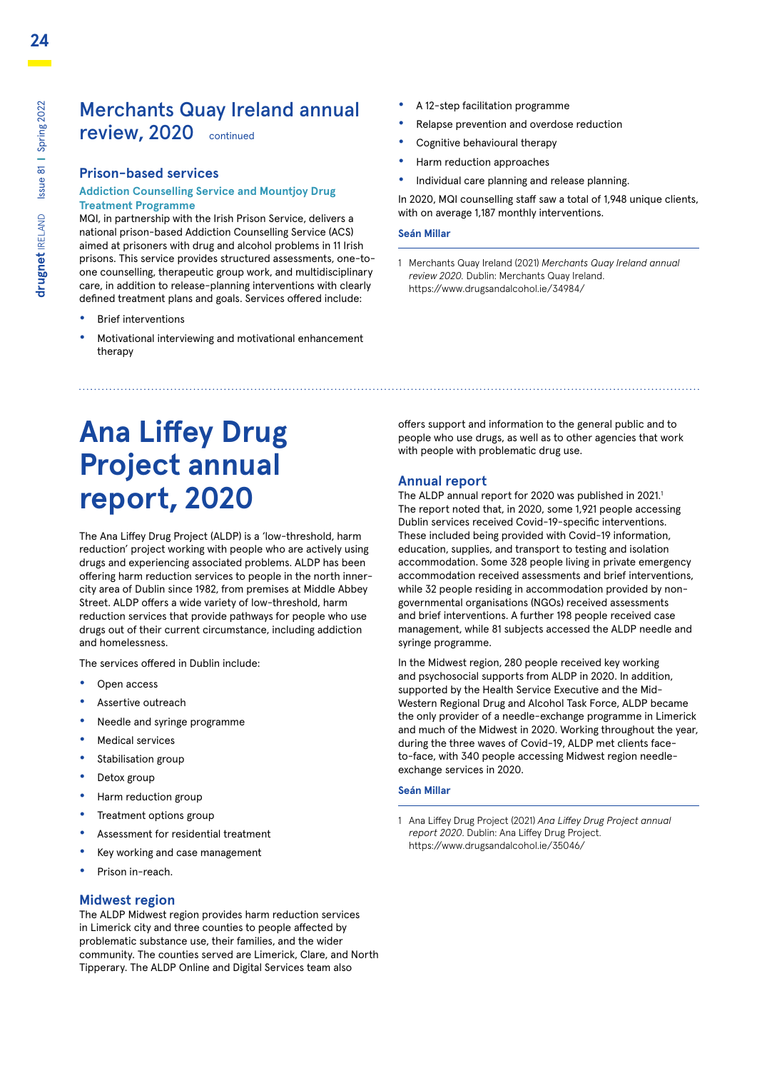## Merchants Quay Ireland annual review, 2020 continued

### Prison-based services

#### Addiction Counselling Service and Mountjoy Drug Treatment Programme

MQI, in partnership with the Irish Prison Service, delivers a national prison-based Addiction Counselling Service (ACS) aimed at prisoners with drug and alcohol problems in 11 Irish prisons. This service provides structured assessments, one-to-one counselling, therapeutic group work, and multidisciplinary care, in addition to release-planning interventions with clearly defined treatment plans and goals. Services offered include:

- Brief interventions
- Motivational interviewing and motivational enhancement therapy
- A 12-step facilitation programme
- Relapse prevention and overdose reduction
- Cognitive behavioural therapy
- Harm reduction approaches
- Individual care planning and release planning.

In 2020, MQI counselling staff saw a total of 1,948 unique clients, with on average 1,187 monthly interventions.

**Seán Millar**

1 Merchants Quay Ireland (2021) *Merchants Quay Ireland annual review 2020*. Dublin: Merchants Quay Ireland. https://www.drugsandalcohol.ie/34984/

---

# Ana Liffey Drug Project annual report, 2020

The Ana Liffey Drug Project (ALDP) is a 'low-threshold, harm reduction' project working with people who are actively using drugs and experiencing associated problems. ALDP has been offering harm reduction services to people in the north inner-city area of Dublin since 1982, from premises at Middle Abbey Street. ALDP offers a wide variety of low-threshold, harm reduction services that provide pathways for people who use drugs out of their current circumstance, including addiction and homelessness.

The services offered in Dublin include:

- Open access
- Assertive outreach
- Needle and syringe programme
- Medical services
- Stabilisation group
- Detox group
- Harm reduction group
- Treatment options group
- Assessment for residential treatment
- Key working and case management
- Prison in-reach.

### Midwest region

The ALDP Midwest region provides harm reduction services in Limerick city and three counties to people affected by problematic substance use, their families, and the wider community. The counties served are Limerick, Clare, and North Tipperary. The ALDP Online and Digital Services team also offers support and information to the general public and to people who use drugs, as well as to other agencies that work with people with problematic drug use.

### Annual report

The ALDP annual report for 2020 was published in 2021.[1] The report noted that, in 2020, some 1,921 people accessing Dublin services received Covid-19-specific interventions. These included being provided with Covid-19 information, education, supplies, and transport to testing and isolation accommodation. Some 328 people living in private emergency accommodation received assessments and brief interventions, while 32 people residing in accommodation provided by non-governmental organisations (NGOs) received assessments and brief interventions. A further 198 people received case management, while 81 subjects accessed the ALDP needle and syringe programme.

In the Midwest region, 280 people received key working and psychosocial supports from ALDP in 2020. In addition, supported by the Health Service Executive and the Mid-Western Regional Drug and Alcohol Task Force, ALDP became the only provider of a needle-exchange programme in Limerick and much of the Midwest in 2020. Working throughout the year, during the three waves of Covid-19, ALDP met clients face-to-face, with 340 people accessing Midwest region needle-exchange services in 2020.

**Seán Millar**

1 Ana Liffey Drug Project (2021) *Ana Liffey Drug Project annual report 2020*. Dublin: Ana Liffey Drug Project. https://www.drugsandalcohol.ie/35046/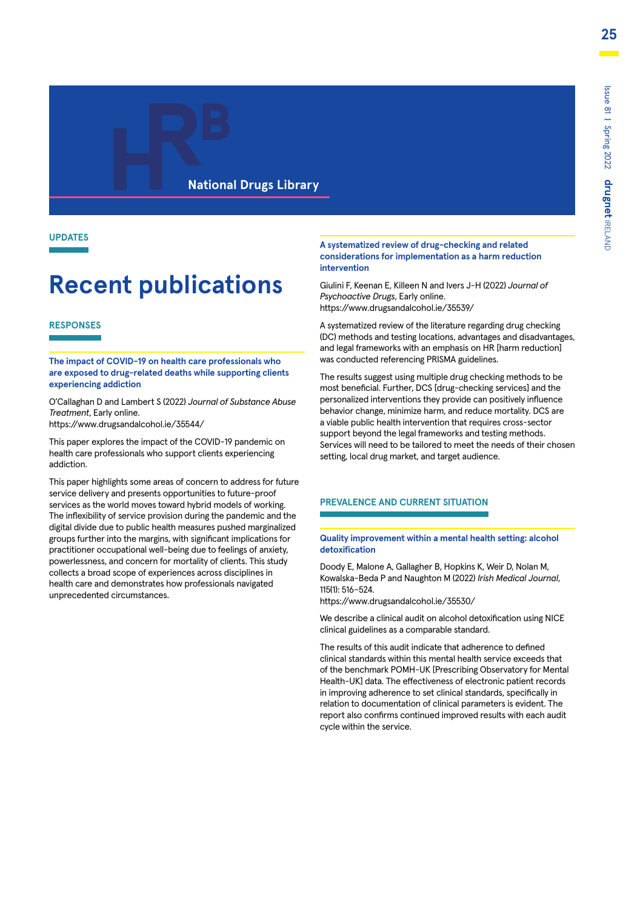National Drugs Library

UPDATES

# Recent publications

## RESPONSES

### The impact of COVID-19 on health care professionals who are exposed to drug-related deaths while supporting clients experiencing addiction

O'Callaghan D and Lambert S (2022) *Journal of Substance Abuse Treatment*, Early online.
https://www.drugsandalcohol.ie/35544/

This paper explores the impact of the COVID-19 pandemic on health care professionals who support clients experiencing addiction.

This paper highlights some areas of concern to address for future service delivery and presents opportunities to future-proof services as the world moves toward hybrid models of working. The inflexibility of service provision during the pandemic and the digital divide due to public health measures pushed marginalized groups further into the margins, with significant implications for practitioner occupational well-being due to feelings of anxiety, powerlessness, and concern for mortality of clients. This study collects a broad scope of experiences across disciplines in health care and demonstrates how professionals navigated unprecedented circumstances.

### A systematized review of drug-checking and related considerations for implementation as a harm reduction intervention

Giulini F, Keenan E, Killeen N and Ivers J-H (2022) *Journal of Psychoactive Drugs*, Early online.
https://www.drugsandalcohol.ie/35539/

A systematized review of the literature regarding drug checking (DC) methods and testing locations, advantages and disadvantages, and legal frameworks with an emphasis on HR [harm reduction] was conducted referencing PRISMA guidelines.

The results suggest using multiple drug checking methods to be most beneficial. Further, DCS [drug-checking services] and the personalized interventions they provide can positively influence behavior change, minimize harm, and reduce mortality. DCS are a viable public health intervention that requires cross-sector support beyond the legal frameworks and testing methods. Services will need to be tailored to meet the needs of their chosen setting, local drug market, and target audience.

## PREVALENCE AND CURRENT SITUATION

### Quality improvement within a mental health setting: alcohol detoxification

Doody E, Malone A, Gallagher B, Hopkins K, Weir D, Nolan M, Kowalska-Beda P and Naughton M (2022) *Irish Medical Journal*, 115(1): 516–524.
https://www.drugsandalcohol.ie/35530/

We describe a clinical audit on alcohol detoxification using NICE clinical guidelines as a comparable standard.

The results of this audit indicate that adherence to defined clinical standards within this mental health service exceeds that of the benchmark POMH-UK [Prescribing Observatory for Mental Health-UK] data. The effectiveness of electronic patient records in improving adherence to set clinical standards, specifically in relation to documentation of clinical parameters is evident. The report also confirms continued improved results with each audit cycle within the service.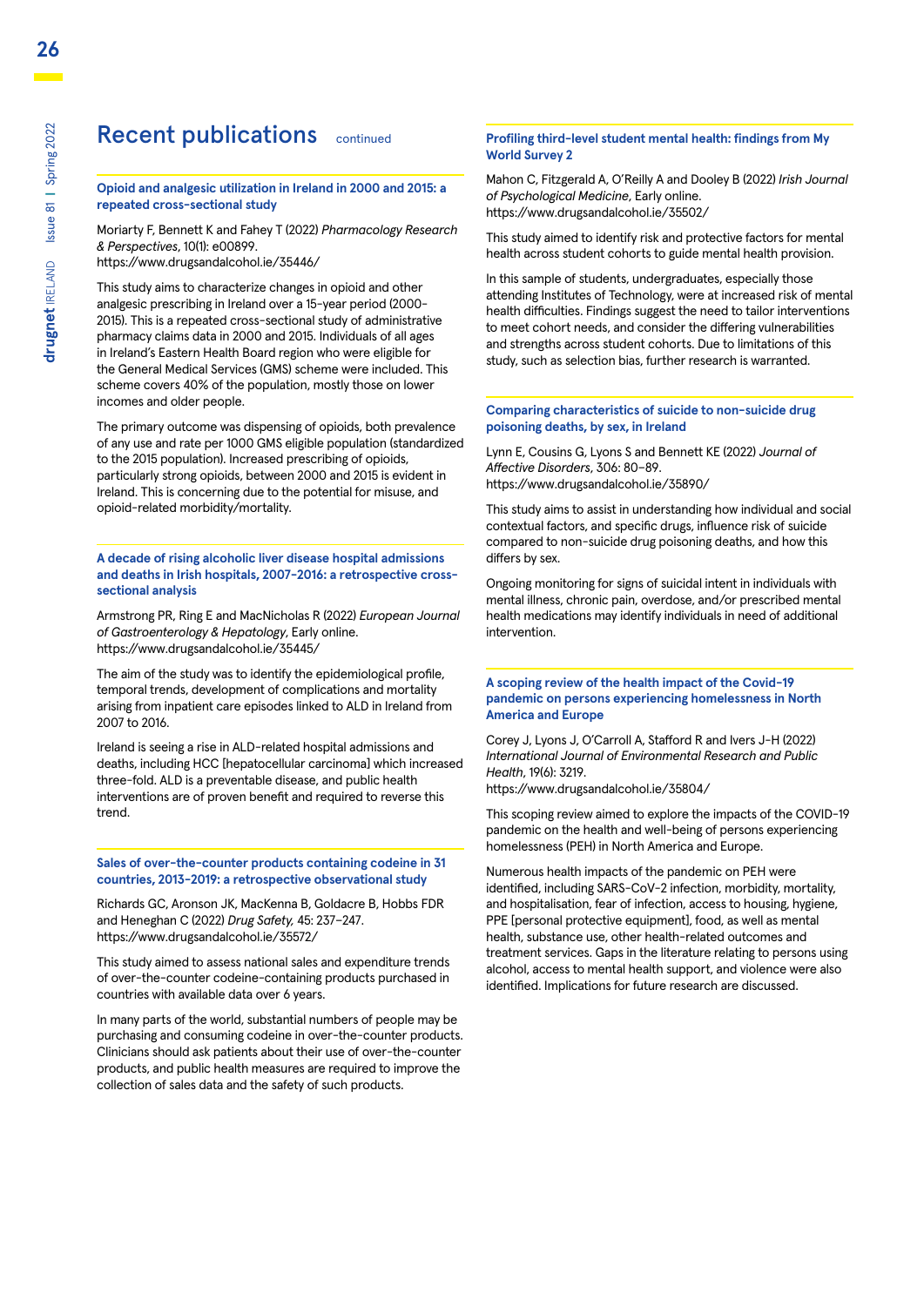# Recent publications continued

### Opioid and analgesic utilization in Ireland in 2000 and 2015: a repeated cross-sectional study

Moriarty F, Bennett K and Fahey T (2022) *Pharmacology Research & Perspectives*, 10(1): e00899.
https://www.drugsandalcohol.ie/35446/

This study aims to characterize changes in opioid and other analgesic prescribing in Ireland over a 15-year period (2000–2015). This is a repeated cross-sectional study of administrative pharmacy claims data in 2000 and 2015. Individuals of all ages in Ireland's Eastern Health Board region who were eligible for the General Medical Services (GMS) scheme were included. This scheme covers 40% of the population, mostly those on lower incomes and older people.

The primary outcome was dispensing of opioids, both prevalence of any use and rate per 1000 GMS eligible population (standardized to the 2015 population). Increased prescribing of opioids, particularly strong opioids, between 2000 and 2015 is evident in Ireland. This is concerning due to the potential for misuse, and opioid-related morbidity/mortality.

### A decade of rising alcoholic liver disease hospital admissions and deaths in Irish hospitals, 2007-2016: a retrospective cross-sectional analysis

Armstrong PR, Ring E and MacNicholas R (2022) *European Journal of Gastroenterology & Hepatology*, Early online.
https://www.drugsandalcohol.ie/35445/

The aim of the study was to identify the epidemiological profile, temporal trends, development of complications and mortality arising from inpatient care episodes linked to ALD in Ireland from 2007 to 2016.

Ireland is seeing a rise in ALD-related hospital admissions and deaths, including HCC [hepatocellular carcinoma] which increased three-fold. ALD is a preventable disease, and public health interventions are of proven benefit and required to reverse this trend.

### Sales of over-the-counter products containing codeine in 31 countries, 2013-2019: a retrospective observational study

Richards GC, Aronson JK, MacKenna B, Goldacre B, Hobbs FDR and Heneghan C (2022) *Drug Safety,* 45: 237–247.
https://www.drugsandalcohol.ie/35572/

This study aimed to assess national sales and expenditure trends of over-the-counter codeine-containing products purchased in countries with available data over 6 years.

In many parts of the world, substantial numbers of people may be purchasing and consuming codeine in over-the-counter products. Clinicians should ask patients about their use of over-the-counter products, and public health measures are required to improve the collection of sales data and the safety of such products.

### Profiling third-level student mental health: findings from My World Survey 2

Mahon C, Fitzgerald A, O'Reilly A and Dooley B (2022) *Irish Journal of Psychological Medicine*, Early online.
https://www.drugsandalcohol.ie/35502/

This study aimed to identify risk and protective factors for mental health across student cohorts to guide mental health provision.

In this sample of students, undergraduates, especially those attending Institutes of Technology, were at increased risk of mental health difficulties. Findings suggest the need to tailor interventions to meet cohort needs, and consider the differing vulnerabilities and strengths across student cohorts. Due to limitations of this study, such as selection bias, further research is warranted.

### Comparing characteristics of suicide to non-suicide drug poisoning deaths, by sex, in Ireland

Lynn E, Cousins G, Lyons S and Bennett KE (2022) *Journal of Affective Disorders*, 306: 80–89.
https://www.drugsandalcohol.ie/35890/

This study aims to assist in understanding how individual and social contextual factors, and specific drugs, influence risk of suicide compared to non-suicide drug poisoning deaths, and how this differs by sex.

Ongoing monitoring for signs of suicidal intent in individuals with mental illness, chronic pain, overdose, and/or prescribed mental health medications may identify individuals in need of additional intervention.

### A scoping review of the health impact of the Covid-19 pandemic on persons experiencing homelessness in North America and Europe

Corey J, Lyons J, O'Carroll A, Stafford R and Ivers J-H (2022) *International Journal of Environmental Research and Public Health*, 19(6): 3219.
https://www.drugsandalcohol.ie/35804/

This scoping review aimed to explore the impacts of the COVID-19 pandemic on the health and well-being of persons experiencing homelessness (PEH) in North America and Europe.

Numerous health impacts of the pandemic on PEH were identified, including SARS-CoV-2 infection, morbidity, mortality, and hospitalisation, fear of infection, access to housing, hygiene, PPE [personal protective equipment], food, as well as mental health, substance use, other health-related outcomes and treatment services. Gaps in the literature relating to persons using alcohol, access to mental health support, and violence were also identified. Implications for future research are discussed.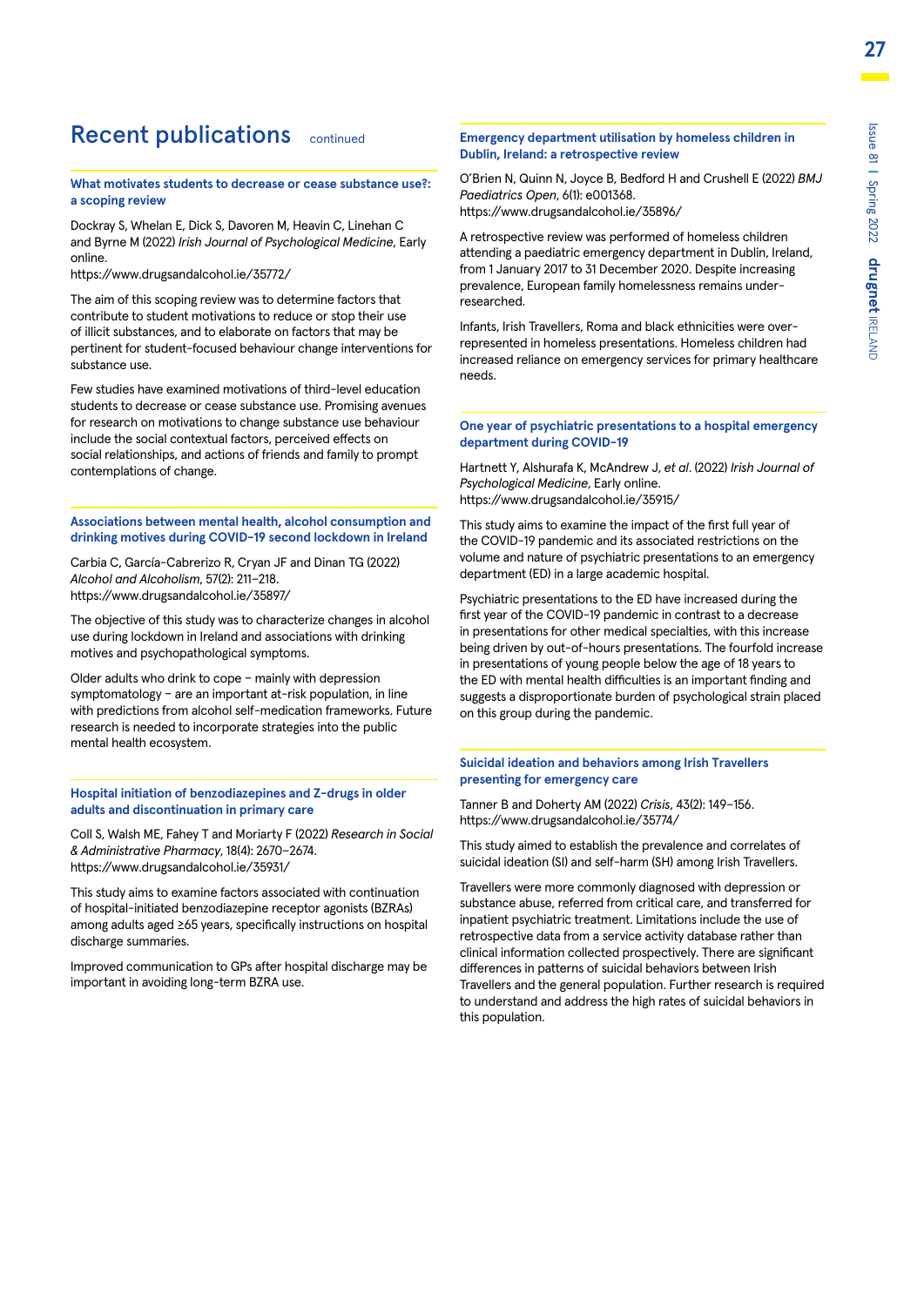# Recent publications continued

### What motivates students to decrease or cease substance use?: a scoping review

Dockray S, Whelan E, Dick S, Davoren M, Heavin C, Linehan C and Byrne M (2022) *Irish Journal of Psychological Medicine*, Early online.
https://www.drugsandalcohol.ie/35772/

The aim of this scoping review was to determine factors that contribute to student motivations to reduce or stop their use of illicit substances, and to elaborate on factors that may be pertinent for student-focused behaviour change interventions for substance use.

Few studies have examined motivations of third-level education students to decrease or cease substance use. Promising avenues for research on motivations to change substance use behaviour include the social contextual factors, perceived effects on social relationships, and actions of friends and family to prompt contemplations of change.

### Associations between mental health, alcohol consumption and drinking motives during COVID-19 second lockdown in Ireland

Carbia C, García-Cabrerizo R, Cryan JF and Dinan TG (2022) *Alcohol and Alcoholism*, 57(2): 211–218.
https://www.drugsandalcohol.ie/35897/

The objective of this study was to characterize changes in alcohol use during lockdown in Ireland and associations with drinking motives and psychopathological symptoms.

Older adults who drink to cope – mainly with depression symptomatology – are an important at-risk population, in line with predictions from alcohol self-medication frameworks. Future research is needed to incorporate strategies into the public mental health ecosystem.

### Hospital initiation of benzodiazepines and Z-drugs in older adults and discontinuation in primary care

Coll S, Walsh ME, Fahey T and Moriarty F (2022) *Research in Social & Administrative Pharmacy*, 18(4): 2670–2674.
https://www.drugsandalcohol.ie/35931/

This study aims to examine factors associated with continuation of hospital-initiated benzodiazepine receptor agonists (BZRAs) among adults aged ≥65 years, specifically instructions on hospital discharge summaries.

Improved communication to GPs after hospital discharge may be important in avoiding long-term BZRA use.

### Emergency department utilisation by homeless children in Dublin, Ireland: a retrospective review

O'Brien N, Quinn N, Joyce B, Bedford H and Crushell E (2022) *BMJ Paediatrics Open*, 6(1): e001368.
https://www.drugsandalcohol.ie/35896/

A retrospective review was performed of homeless children attending a paediatric emergency department in Dublin, Ireland, from 1 January 2017 to 31 December 2020. Despite increasing prevalence, European family homelessness remains under-researched.

Infants, Irish Travellers, Roma and black ethnicities were over-represented in homeless presentations. Homeless children had increased reliance on emergency services for primary healthcare needs.

### One year of psychiatric presentations to a hospital emergency department during COVID-19

Hartnett Y, Alshurafa K, McAndrew J, *et al*. (2022) *Irish Journal of Psychological Medicine*, Early online.
https://www.drugsandalcohol.ie/35915/

This study aims to examine the impact of the first full year of the COVID-19 pandemic and its associated restrictions on the volume and nature of psychiatric presentations to an emergency department (ED) in a large academic hospital.

Psychiatric presentations to the ED have increased during the first year of the COVID-19 pandemic in contrast to a decrease in presentations for other medical specialties, with this increase being driven by out-of-hours presentations. The fourfold increase in presentations of young people below the age of 18 years to the ED with mental health difficulties is an important finding and suggests a disproportionate burden of psychological strain placed on this group during the pandemic.

### Suicidal ideation and behaviors among Irish Travellers presenting for emergency care

Tanner B and Doherty AM (2022) *Crisis*, 43(2): 149–156.
https://www.drugsandalcohol.ie/35774/

This study aimed to establish the prevalence and correlates of suicidal ideation (SI) and self-harm (SH) among Irish Travellers.

Travellers were more commonly diagnosed with depression or substance abuse, referred from critical care, and transferred for inpatient psychiatric treatment. Limitations include the use of retrospective data from a service activity database rather than clinical information collected prospectively. There are significant differences in patterns of suicidal behaviors between Irish Travellers and the general population. Further research is required to understand and address the high rates of suicidal behaviors in this population.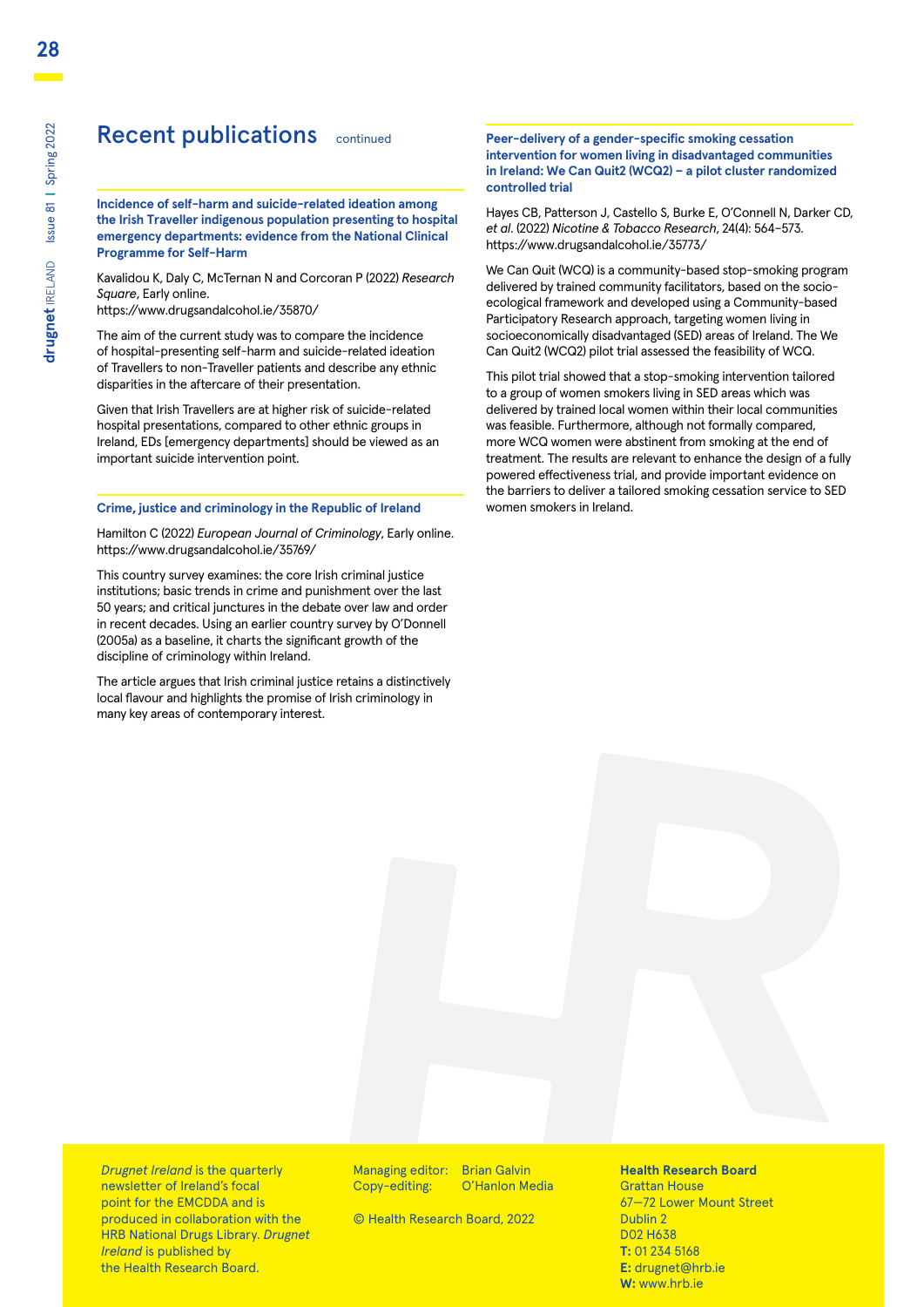# Recent publications continued

### Incidence of self-harm and suicide-related ideation among the Irish Traveller indigenous population presenting to hospital emergency departments: evidence from the National Clinical Programme for Self-Harm

Kavalidou K, Daly C, McTernan N and Corcoran P (2022) *Research Square*, Early online.
https://www.drugsandalcohol.ie/35870/

The aim of the current study was to compare the incidence of hospital-presenting self-harm and suicide-related ideation of Travellers to non-Traveller patients and describe any ethnic disparities in the aftercare of their presentation.

Given that Irish Travellers are at higher risk of suicide-related hospital presentations, compared to other ethnic groups in Ireland, EDs [emergency departments] should be viewed as an important suicide intervention point.

### Crime, justice and criminology in the Republic of Ireland

Hamilton C (2022) *European Journal of Criminology*, Early online.
https://www.drugsandalcohol.ie/35769/

This country survey examines: the core Irish criminal justice institutions; basic trends in crime and punishment over the last 50 years; and critical junctures in the debate over law and order in recent decades. Using an earlier country survey by O'Donnell (2005a) as a baseline, it charts the significant growth of the discipline of criminology within Ireland.

The article argues that Irish criminal justice retains a distinctively local flavour and highlights the promise of Irish criminology in many key areas of contemporary interest.

### Peer-delivery of a gender-specific smoking cessation intervention for women living in disadvantaged communities in Ireland: We Can Quit2 (WCQ2) – a pilot cluster randomized controlled trial

Hayes CB, Patterson J, Castello S, Burke E, O'Connell N, Darker CD, *et al*. (2022) *Nicotine & Tobacco Research*, 24(4): 564–573.
https://www.drugsandalcohol.ie/35773/

We Can Quit (WCQ) is a community-based stop-smoking program delivered by trained community facilitators, based on the socio-ecological framework and developed using a Community-based Participatory Research approach, targeting women living in socioeconomically disadvantaged (SED) areas of Ireland. The We Can Quit2 (WCQ2) pilot trial assessed the feasibility of WCQ.

This pilot trial showed that a stop-smoking intervention tailored to a group of women smokers living in SED areas which was delivered by trained local women within their local communities was feasible. Furthermore, although not formally compared, more WCQ women were abstinent from smoking at the end of treatment. The results are relevant to enhance the design of a fully powered effectiveness trial, and provide important evidence on the barriers to deliver a tailored smoking cessation service to SED women smokers in Ireland.

---

*Drugnet Ireland* is the quarterly newsletter of Ireland's focal point for the EMCDDA and is produced in collaboration with the HRB National Drugs Library. *Drugnet Ireland* is published by the Health Research Board.

Managing editor: Brian Galvin
Copy-editing: O'Hanlon Media

© Health Research Board, 2022

**Health Research Board**
Grattan House
67–72 Lower Mount Street
Dublin 2
D02 H638
**T:** 01 234 5168
**E:** drugnet@hrb.ie
**W:** www.hrb.ie